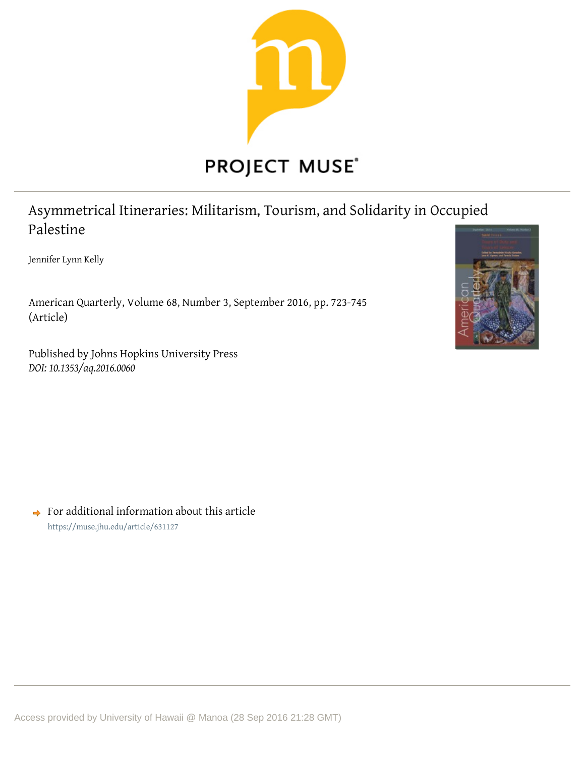PROJECT MUSE

# Asymmetrical Itineraries: Militarism, Tourism, and Solidarity in Occupied Palestine

Jennifer Lynn Kelly

American Quarterly, Volume 68, Number 3, September 2016, pp. 723-745 (Article)

Published by Johns Hopkins University Press
*DOI: 10.1353/aq.2016.0060*

For additional information about this article
https://muse.jhu.edu/article/631127

Access provided by University of Hawaii @ Manoa (28 Sep 2016 21:28 GMT)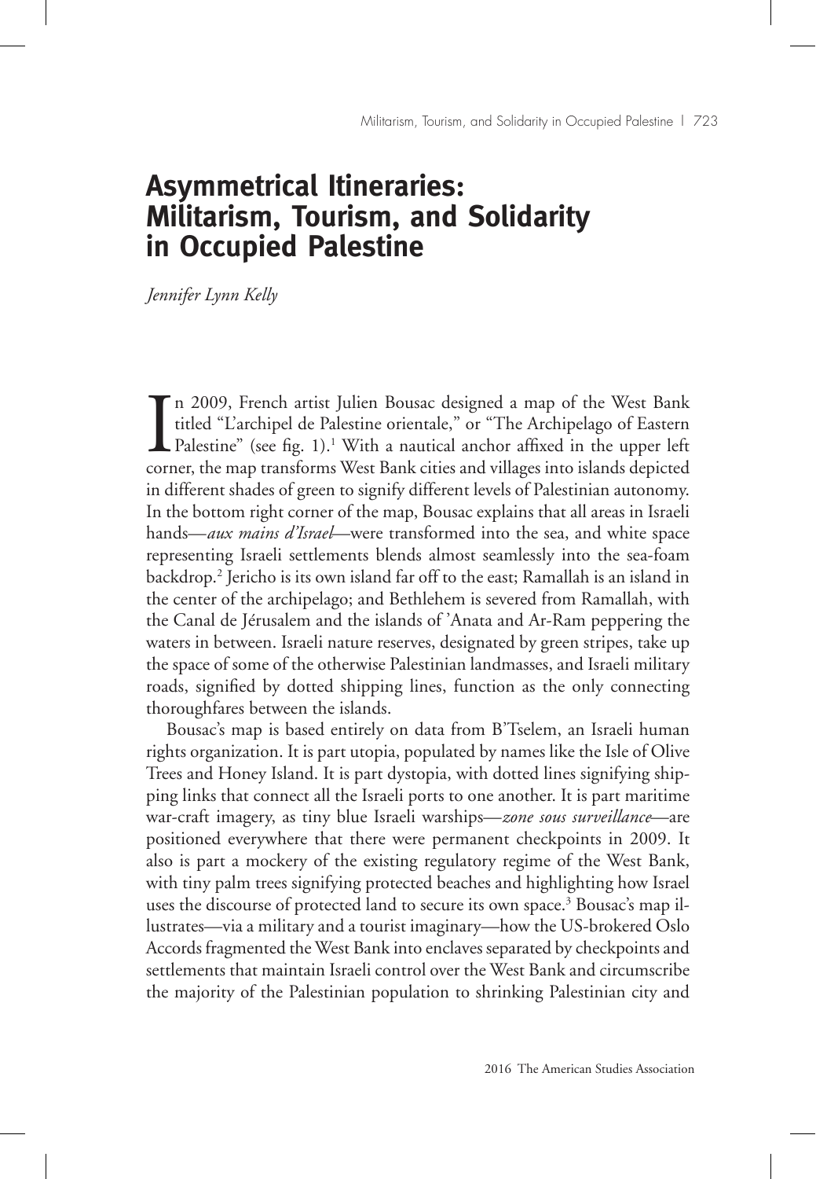# Asymmetrical Itineraries: Militarism, Tourism, and Solidarity in Occupied Palestine

*Jennifer Lynn Kelly*

In 2009, French artist Julien Bousac designed a map of the West Bank titled "L'archipel de Palestine orientale," or "The Archipelago of Eastern Palestine" (see fig. 1).[1] With a nautical anchor affixed in the upper left corner, the map transforms West Bank cities and villages into islands depicted in different shades of green to signify different levels of Palestinian autonomy. In the bottom right corner of the map, Bousac explains that all areas in Israeli hands—*aux mains d'Israel*—were transformed into the sea, and white space representing Israeli settlements blends almost seamlessly into the sea-foam backdrop.[2] Jericho is its own island far off to the east; Ramallah is an island in the center of the archipelago; and Bethlehem is severed from Ramallah, with the Canal de Jérusalem and the islands of 'Anata and Ar-Ram peppering the waters in between. Israeli nature reserves, designated by green stripes, take up the space of some of the otherwise Palestinian landmasses, and Israeli military roads, signified by dotted shipping lines, function as the only connecting thoroughfares between the islands.

Bousac's map is based entirely on data from B'Tselem, an Israeli human rights organization. It is part utopia, populated by names like the Isle of Olive Trees and Honey Island. It is part dystopia, with dotted lines signifying shipping links that connect all the Israeli ports to one another. It is part maritime war-craft imagery, as tiny blue Israeli warships—*zone sous surveillance*—are positioned everywhere that there were permanent checkpoints in 2009. It also is part a mockery of the existing regulatory regime of the West Bank, with tiny palm trees signifying protected beaches and highlighting how Israel uses the discourse of protected land to secure its own space.[3] Bousac's map illustrates—via a military and a tourist imaginary—how the US-brokered Oslo Accords fragmented the West Bank into enclaves separated by checkpoints and settlements that maintain Israeli control over the West Bank and circumscribe the majority of the Palestinian population to shrinking Palestinian city and

2016 The American Studies Association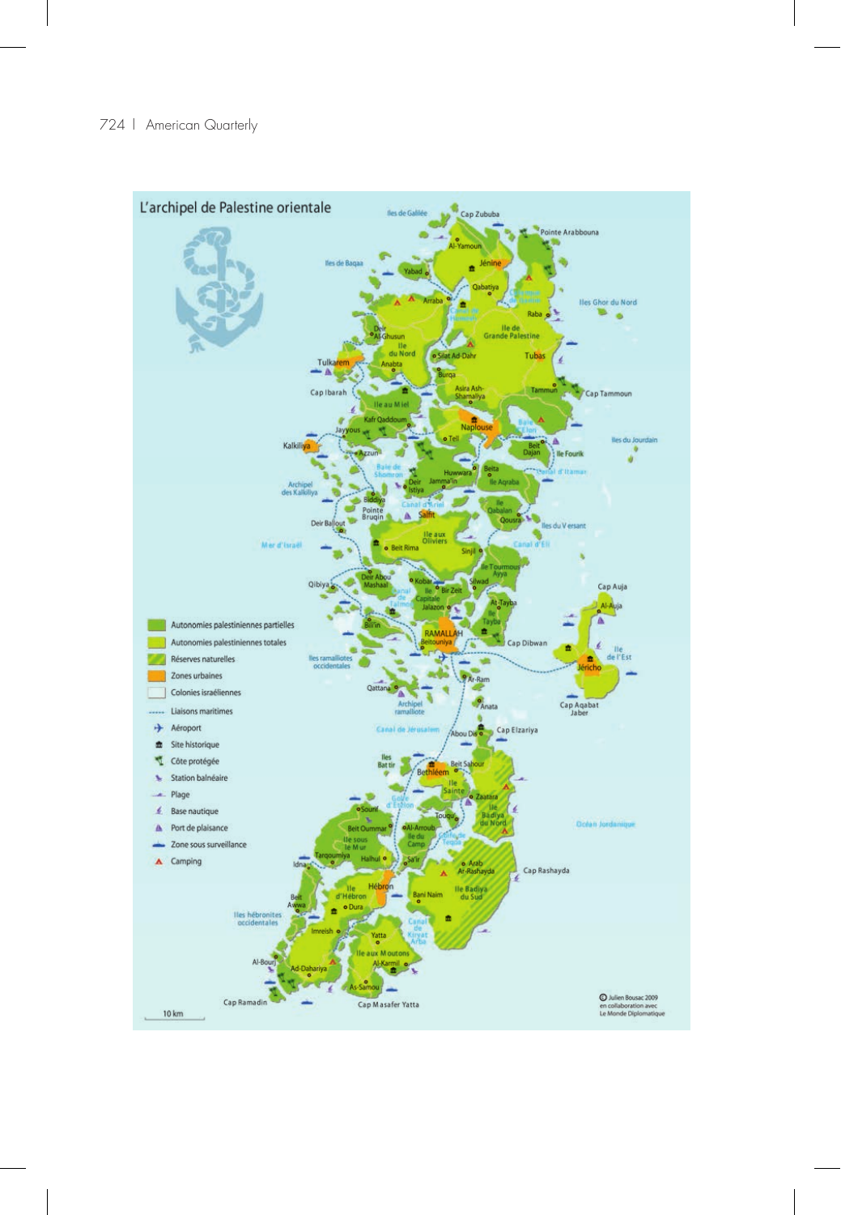## L'archipel de Palestine orientale

- Autonomies palestiniennes partielles
- Autonomies palestiniennes totales
- Réserves naturelles
- Zones urbaines
- Colonies israéliennes
- Liaisons maritimes
- Aéroport
- Site historique
- Côte protégée
- Station balnéaire
- Plage
- Base nautique
- Port de plaisance
- Zone sous surveillance
- Camping

10 km

© Julien Bousac 2009 en collaboration avec Le Monde Diplomatique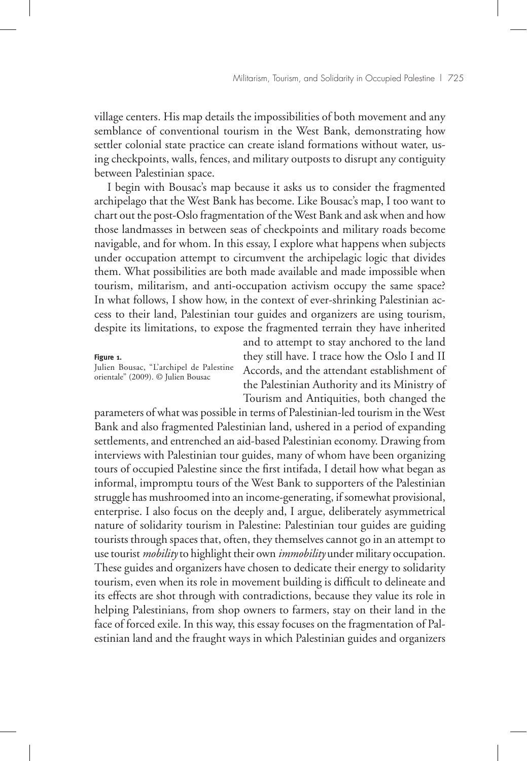village centers. His map details the impossibilities of both movement and any semblance of conventional tourism in the West Bank, demonstrating how settler colonial state practice can create island formations without water, using checkpoints, walls, fences, and military outposts to disrupt any contiguity between Palestinian space.

I begin with Bousac's map because it asks us to consider the fragmented archipelago that the West Bank has become. Like Bousac's map, I too want to chart out the post-Oslo fragmentation of the West Bank and ask when and how those landmasses in between seas of checkpoints and military roads become navigable, and for whom. In this essay, I explore what happens when subjects under occupation attempt to circumvent the archipelagic logic that divides them. What possibilities are both made available and made impossible when tourism, militarism, and anti-occupation activism occupy the same space? In what follows, I show how, in the context of ever-shrinking Palestinian access to their land, Palestinian tour guides and organizers are using tourism, despite its limitations, to expose the fragmented terrain they have inherited and to attempt to stay anchored to the land they still have. I trace how the Oslo I and II Accords, and the attendant establishment of the Palestinian Authority and its Ministry of Tourism and Antiquities, both changed the parameters of what was possible in terms of Palestinian-led tourism in the West Bank and also fragmented Palestinian land, ushered in a period of expanding settlements, and entrenched an aid-based Palestinian economy. Drawing from interviews with Palestinian tour guides, many of whom have been organizing tours of occupied Palestine since the first intifada, I detail how what began as informal, impromptu tours of the West Bank to supporters of the Palestinian struggle has mushroomed into an income-generating, if somewhat provisional, enterprise. I also focus on the deeply and, I argue, deliberately asymmetrical nature of solidarity tourism in Palestine: Palestinian tour guides are guiding tourists through spaces that, often, they themselves cannot go in an attempt to use tourist *mobility* to highlight their own *immobility* under military occupation. These guides and organizers have chosen to dedicate their energy to solidarity tourism, even when its role in movement building is difficult to delineate and its effects are shot through with contradictions, because they value its role in helping Palestinians, from shop owners to farmers, stay on their land in the face of forced exile. In this way, this essay focuses on the fragmentation of Palestinian land and the fraught ways in which Palestinian guides and organizers

**Figure 1.**
Julien Bousac, "L'archipel de Palestine orientale" (2009). © Julien Bousac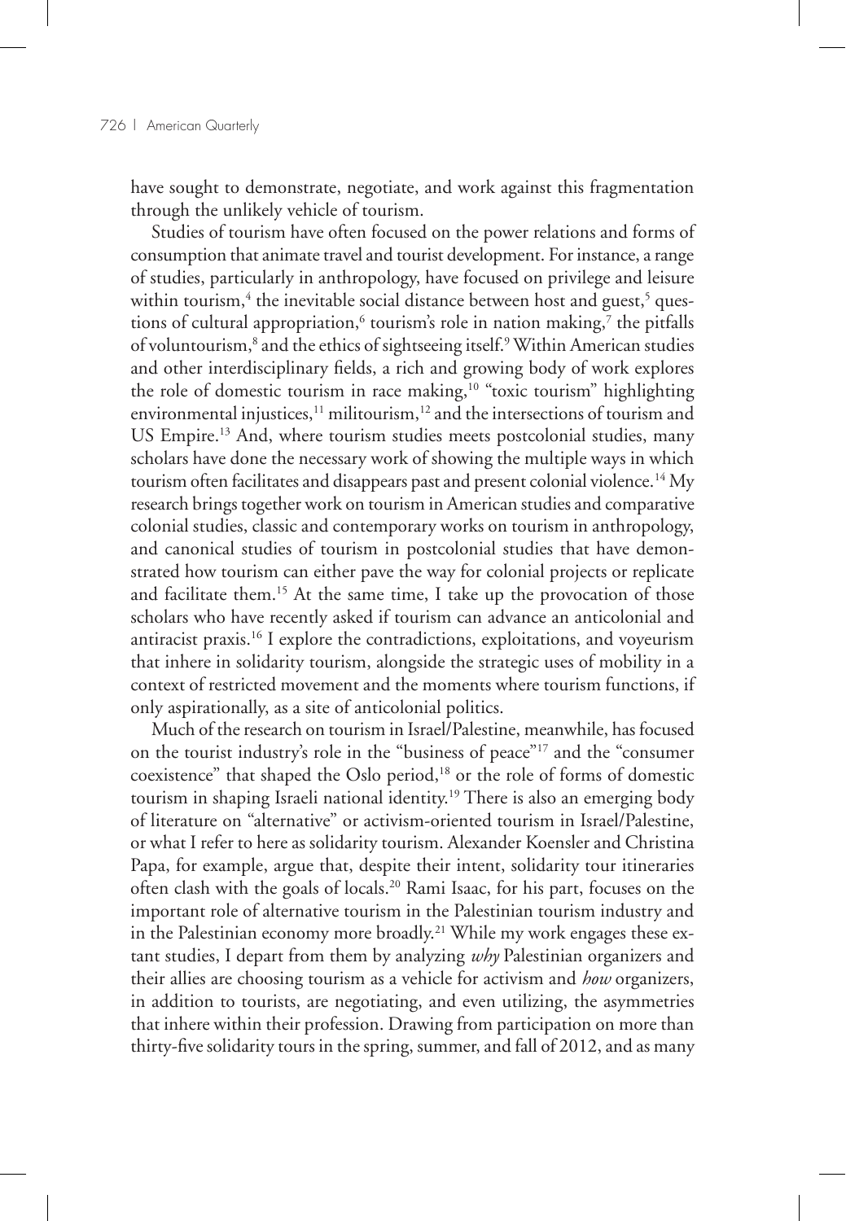have sought to demonstrate, negotiate, and work against this fragmentation through the unlikely vehicle of tourism.

Studies of tourism have often focused on the power relations and forms of consumption that animate travel and tourist development. For instance, a range of studies, particularly in anthropology, have focused on privilege and leisure within tourism,[4] the inevitable social distance between host and guest,[5] questions of cultural appropriation,[6] tourism's role in nation making,[7] the pitfalls of voluntourism,[8] and the ethics of sightseeing itself.[9] Within American studies and other interdisciplinary fields, a rich and growing body of work explores the role of domestic tourism in race making,[10] "toxic tourism" highlighting environmental injustices,[11] militourism,[12] and the intersections of tourism and US Empire.[13] And, where tourism studies meets postcolonial studies, many scholars have done the necessary work of showing the multiple ways in which tourism often facilitates and disappears past and present colonial violence.[14] My research brings together work on tourism in American studies and comparative colonial studies, classic and contemporary works on tourism in anthropology, and canonical studies of tourism in postcolonial studies that have demonstrated how tourism can either pave the way for colonial projects or replicate and facilitate them.[15] At the same time, I take up the provocation of those scholars who have recently asked if tourism can advance an anticolonial and antiracist praxis.[16] I explore the contradictions, exploitations, and voyeurism that inhere in solidarity tourism, alongside the strategic uses of mobility in a context of restricted movement and the moments where tourism functions, if only aspirationally, as a site of anticolonial politics.

Much of the research on tourism in Israel/Palestine, meanwhile, has focused on the tourist industry's role in the "business of peace"[17] and the "consumer coexistence" that shaped the Oslo period,[18] or the role of forms of domestic tourism in shaping Israeli national identity.[19] There is also an emerging body of literature on "alternative" or activism-oriented tourism in Israel/Palestine, or what I refer to here as solidarity tourism. Alexander Koensler and Christina Papa, for example, argue that, despite their intent, solidarity tour itineraries often clash with the goals of locals.[20] Rami Isaac, for his part, focuses on the important role of alternative tourism in the Palestinian tourism industry and in the Palestinian economy more broadly.[21] While my work engages these extant studies, I depart from them by analyzing *why* Palestinian organizers and their allies are choosing tourism as a vehicle for activism and *how* organizers, in addition to tourists, are negotiating, and even utilizing, the asymmetries that inhere within their profession. Drawing from participation on more than thirty-five solidarity tours in the spring, summer, and fall of 2012, and as many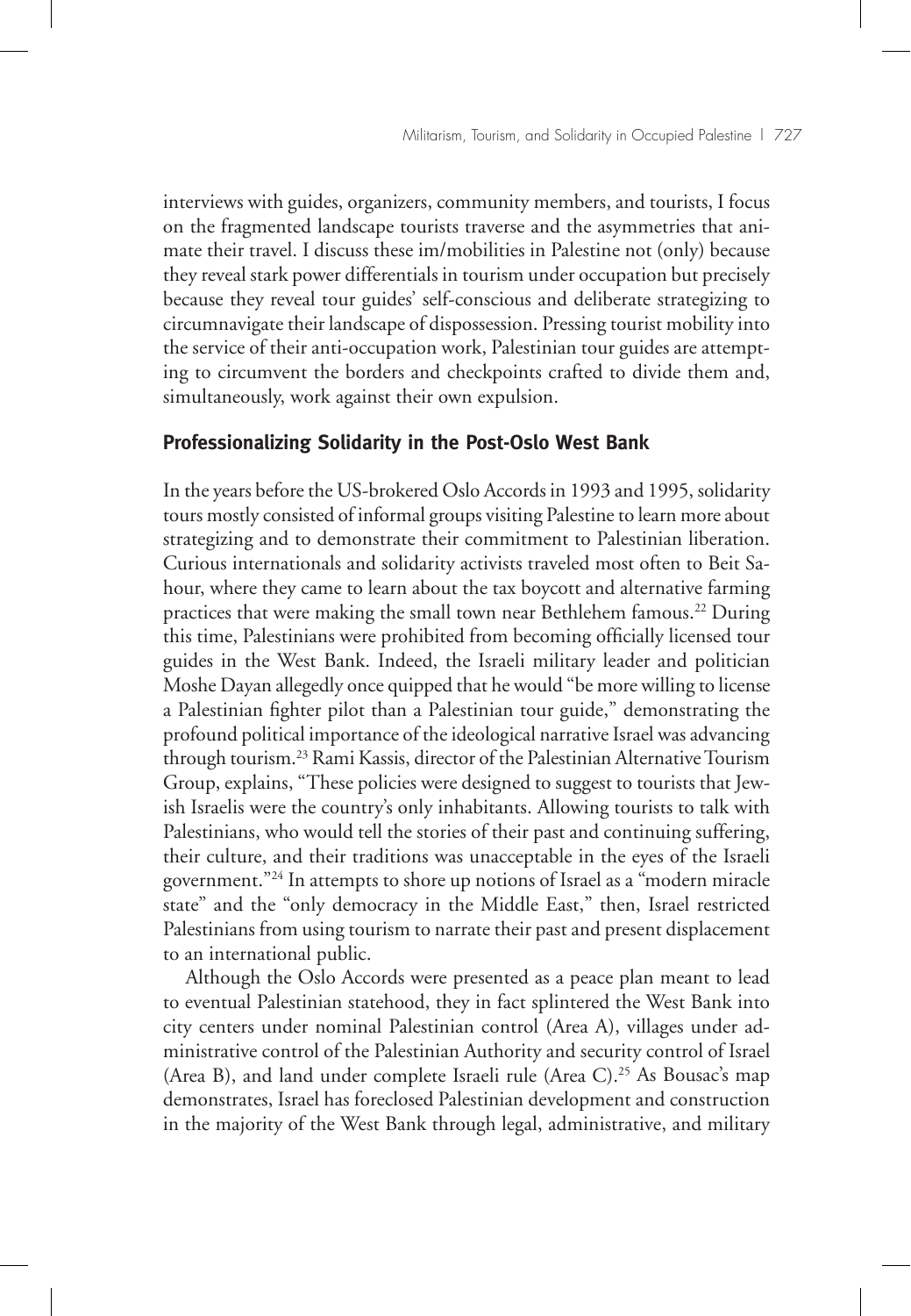interviews with guides, organizers, community members, and tourists, I focus on the fragmented landscape tourists traverse and the asymmetries that animate their travel. I discuss these im/mobilities in Palestine not (only) because they reveal stark power differentials in tourism under occupation but precisely because they reveal tour guides' self-conscious and deliberate strategizing to circumnavigate their landscape of dispossession. Pressing tourist mobility into the service of their anti-occupation work, Palestinian tour guides are attempting to circumvent the borders and checkpoints crafted to divide them and, simultaneously, work against their own expulsion.

## Professionalizing Solidarity in the Post-Oslo West Bank

In the years before the US-brokered Oslo Accords in 1993 and 1995, solidarity tours mostly consisted of informal groups visiting Palestine to learn more about strategizing and to demonstrate their commitment to Palestinian liberation. Curious internationals and solidarity activists traveled most often to Beit Sahour, where they came to learn about the tax boycott and alternative farming practices that were making the small town near Bethlehem famous.[22] During this time, Palestinians were prohibited from becoming officially licensed tour guides in the West Bank. Indeed, the Israeli military leader and politician Moshe Dayan allegedly once quipped that he would "be more willing to license a Palestinian fighter pilot than a Palestinian tour guide," demonstrating the profound political importance of the ideological narrative Israel was advancing through tourism.[23] Rami Kassis, director of the Palestinian Alternative Tourism Group, explains, "These policies were designed to suggest to tourists that Jewish Israelis were the country's only inhabitants. Allowing tourists to talk with Palestinians, who would tell the stories of their past and continuing suffering, their culture, and their traditions was unacceptable in the eyes of the Israeli government."[24] In attempts to shore up notions of Israel as a "modern miracle state" and the "only democracy in the Middle East," then, Israel restricted Palestinians from using tourism to narrate their past and present displacement to an international public.

Although the Oslo Accords were presented as a peace plan meant to lead to eventual Palestinian statehood, they in fact splintered the West Bank into city centers under nominal Palestinian control (Area A), villages under administrative control of the Palestinian Authority and security control of Israel (Area B), and land under complete Israeli rule (Area C).[25] As Bousac's map demonstrates, Israel has foreclosed Palestinian development and construction in the majority of the West Bank through legal, administrative, and military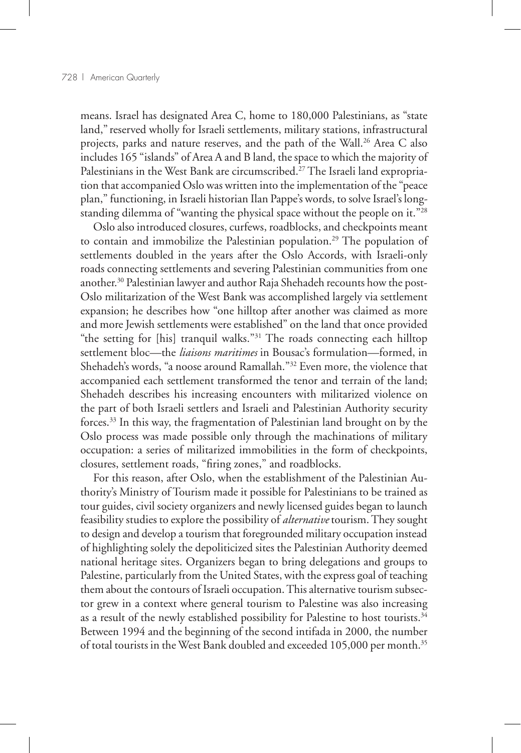means. Israel has designated Area C, home to 180,000 Palestinians, as "state land," reserved wholly for Israeli settlements, military stations, infrastructural projects, parks and nature reserves, and the path of the Wall.[26] Area C also includes 165 "islands" of Area A and B land, the space to which the majority of Palestinians in the West Bank are circumscribed.[27] The Israeli land expropriation that accompanied Oslo was written into the implementation of the "peace plan," functioning, in Israeli historian Ilan Pappe's words, to solve Israel's longstanding dilemma of "wanting the physical space without the people on it."[28]

Oslo also introduced closures, curfews, roadblocks, and checkpoints meant to contain and immobilize the Palestinian population.[29] The population of settlements doubled in the years after the Oslo Accords, with Israeli-only roads connecting settlements and severing Palestinian communities from one another.[30] Palestinian lawyer and author Raja Shehadeh recounts how the post-Oslo militarization of the West Bank was accomplished largely via settlement expansion; he describes how "one hilltop after another was claimed as more and more Jewish settlements were established" on the land that once provided "the setting for [his] tranquil walks."[31] The roads connecting each hilltop settlement bloc—the *liaisons maritimes* in Bousac's formulation—formed, in Shehadeh's words, "a noose around Ramallah."[32] Even more, the violence that accompanied each settlement transformed the tenor and terrain of the land; Shehadeh describes his increasing encounters with militarized violence on the part of both Israeli settlers and Israeli and Palestinian Authority security forces.[33] In this way, the fragmentation of Palestinian land brought on by the Oslo process was made possible only through the machinations of military occupation: a series of militarized immobilities in the form of checkpoints, closures, settlement roads, "firing zones," and roadblocks.

For this reason, after Oslo, when the establishment of the Palestinian Authority's Ministry of Tourism made it possible for Palestinians to be trained as tour guides, civil society organizers and newly licensed guides began to launch feasibility studies to explore the possibility of *alternative* tourism. They sought to design and develop a tourism that foregrounded military occupation instead of highlighting solely the depoliticized sites the Palestinian Authority deemed national heritage sites. Organizers began to bring delegations and groups to Palestine, particularly from the United States, with the express goal of teaching them about the contours of Israeli occupation. This alternative tourism subsector grew in a context where general tourism to Palestine was also increasing as a result of the newly established possibility for Palestine to host tourists.[34] Between 1994 and the beginning of the second intifada in 2000, the number of total tourists in the West Bank doubled and exceeded 105,000 per month.[35]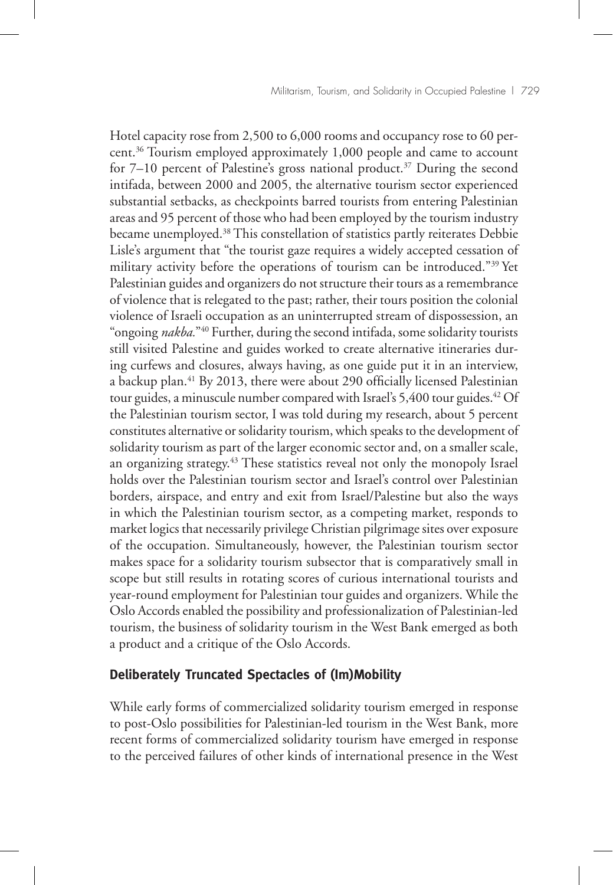Hotel capacity rose from 2,500 to 6,000 rooms and occupancy rose to 60 percent.[36] Tourism employed approximately 1,000 people and came to account for 7–10 percent of Palestine's gross national product.[37] During the second intifada, between 2000 and 2005, the alternative tourism sector experienced substantial setbacks, as checkpoints barred tourists from entering Palestinian areas and 95 percent of those who had been employed by the tourism industry became unemployed.[38] This constellation of statistics partly reiterates Debbie Lisle's argument that "the tourist gaze requires a widely accepted cessation of military activity before the operations of tourism can be introduced."[39] Yet Palestinian guides and organizers do not structure their tours as a remembrance of violence that is relegated to the past; rather, their tours position the colonial violence of Israeli occupation as an uninterrupted stream of dispossession, an "ongoing *nakba*."[40] Further, during the second intifada, some solidarity tourists still visited Palestine and guides worked to create alternative itineraries during curfews and closures, always having, as one guide put it in an interview, a backup plan.[41] By 2013, there were about 290 officially licensed Palestinian tour guides, a minuscule number compared with Israel's 5,400 tour guides.[42] Of the Palestinian tourism sector, I was told during my research, about 5 percent constitutes alternative or solidarity tourism, which speaks to the development of solidarity tourism as part of the larger economic sector and, on a smaller scale, an organizing strategy.[43] These statistics reveal not only the monopoly Israel holds over the Palestinian tourism sector and Israel's control over Palestinian borders, airspace, and entry and exit from Israel/Palestine but also the ways in which the Palestinian tourism sector, as a competing market, responds to market logics that necessarily privilege Christian pilgrimage sites over exposure of the occupation. Simultaneously, however, the Palestinian tourism sector makes space for a solidarity tourism subsector that is comparatively small in scope but still results in rotating scores of curious international tourists and year-round employment for Palestinian tour guides and organizers. While the Oslo Accords enabled the possibility and professionalization of Palestinian-led tourism, the business of solidarity tourism in the West Bank emerged as both a product and a critique of the Oslo Accords.

## Deliberately Truncated Spectacles of (Im)Mobility

While early forms of commercialized solidarity tourism emerged in response to post-Oslo possibilities for Palestinian-led tourism in the West Bank, more recent forms of commercialized solidarity tourism have emerged in response to the perceived failures of other kinds of international presence in the West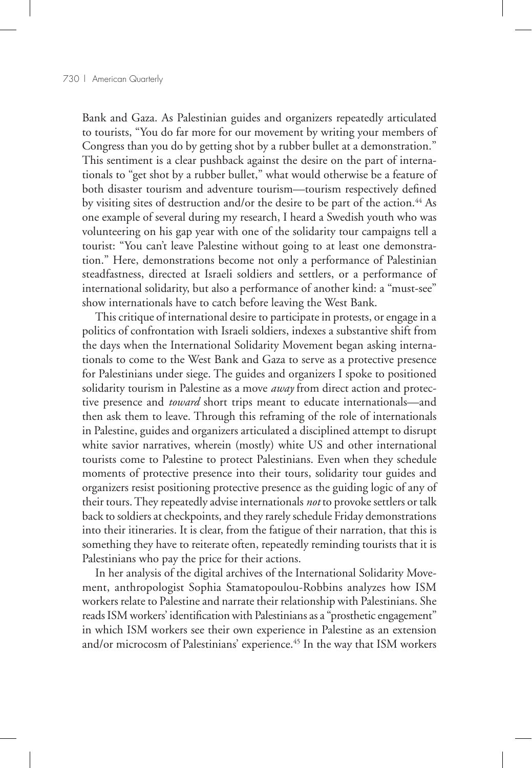Bank and Gaza. As Palestinian guides and organizers repeatedly articulated to tourists, "You do far more for our movement by writing your members of Congress than you do by getting shot by a rubber bullet at a demonstration." This sentiment is a clear pushback against the desire on the part of internationals to "get shot by a rubber bullet," what would otherwise be a feature of both disaster tourism and adventure tourism—tourism respectively defined by visiting sites of destruction and/or the desire to be part of the action.[44] As one example of several during my research, I heard a Swedish youth who was volunteering on his gap year with one of the solidarity tour campaigns tell a tourist: "You can't leave Palestine without going to at least one demonstration." Here, demonstrations become not only a performance of Palestinian steadfastness, directed at Israeli soldiers and settlers, or a performance of international solidarity, but also a performance of another kind: a "must-see" show internationals have to catch before leaving the West Bank.

This critique of international desire to participate in protests, or engage in a politics of confrontation with Israeli soldiers, indexes a substantive shift from the days when the International Solidarity Movement began asking internationals to come to the West Bank and Gaza to serve as a protective presence for Palestinians under siege. The guides and organizers I spoke to positioned solidarity tourism in Palestine as a move *away* from direct action and protective presence and *toward* short trips meant to educate internationals—and then ask them to leave. Through this reframing of the role of internationals in Palestine, guides and organizers articulated a disciplined attempt to disrupt white savior narratives, wherein (mostly) white US and other international tourists come to Palestine to protect Palestinians. Even when they schedule moments of protective presence into their tours, solidarity tour guides and organizers resist positioning protective presence as the guiding logic of any of their tours. They repeatedly advise internationals *not* to provoke settlers or talk back to soldiers at checkpoints, and they rarely schedule Friday demonstrations into their itineraries. It is clear, from the fatigue of their narration, that this is something they have to reiterate often, repeatedly reminding tourists that it is Palestinians who pay the price for their actions.

In her analysis of the digital archives of the International Solidarity Movement, anthropologist Sophia Stamatopoulou-Robbins analyzes how ISM workers relate to Palestine and narrate their relationship with Palestinians. She reads ISM workers' identification with Palestinians as a "prosthetic engagement" in which ISM workers see their own experience in Palestine as an extension and/or microcosm of Palestinians' experience.[45] In the way that ISM workers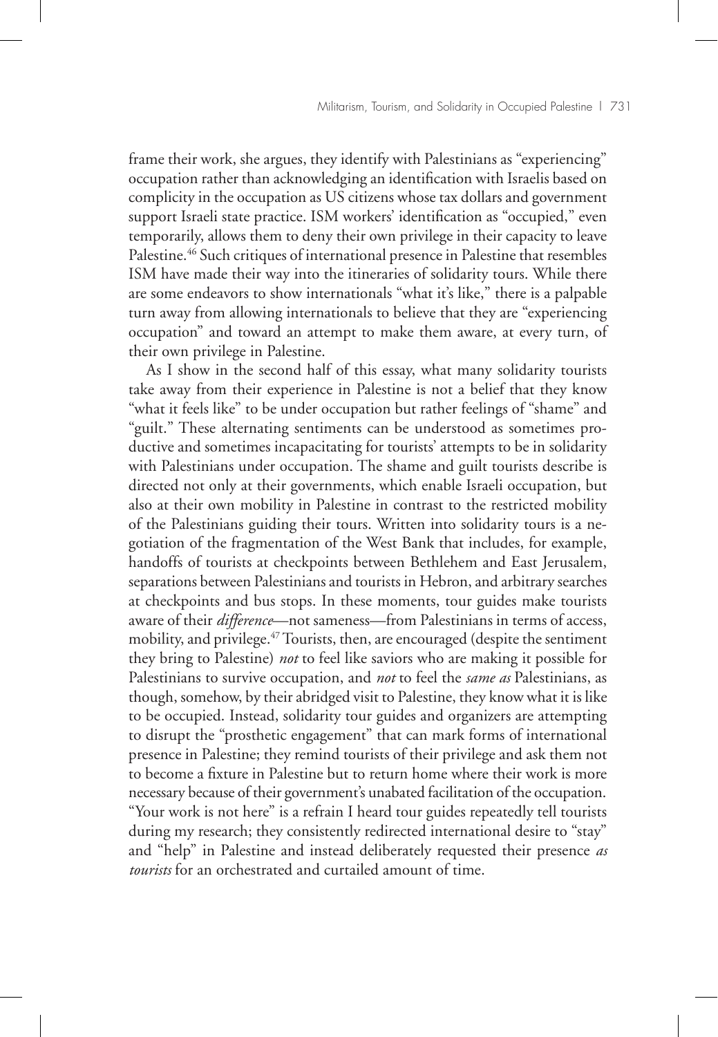frame their work, she argues, they identify with Palestinians as "experiencing" occupation rather than acknowledging an identification with Israelis based on complicity in the occupation as US citizens whose tax dollars and government support Israeli state practice. ISM workers' identification as "occupied," even temporarily, allows them to deny their own privilege in their capacity to leave Palestine.[46] Such critiques of international presence in Palestine that resembles ISM have made their way into the itineraries of solidarity tours. While there are some endeavors to show internationals "what it's like," there is a palpable turn away from allowing internationals to believe that they are "experiencing occupation" and toward an attempt to make them aware, at every turn, of their own privilege in Palestine.

As I show in the second half of this essay, what many solidarity tourists take away from their experience in Palestine is not a belief that they know "what it feels like" to be under occupation but rather feelings of "shame" and "guilt." These alternating sentiments can be understood as sometimes productive and sometimes incapacitating for tourists' attempts to be in solidarity with Palestinians under occupation. The shame and guilt tourists describe is directed not only at their governments, which enable Israeli occupation, but also at their own mobility in Palestine in contrast to the restricted mobility of the Palestinians guiding their tours. Written into solidarity tours is a negotiation of the fragmentation of the West Bank that includes, for example, handoffs of tourists at checkpoints between Bethlehem and East Jerusalem, separations between Palestinians and tourists in Hebron, and arbitrary searches at checkpoints and bus stops. In these moments, tour guides make tourists aware of their *difference*—not sameness—from Palestinians in terms of access, mobility, and privilege.[47] Tourists, then, are encouraged (despite the sentiment they bring to Palestine) *not* to feel like saviors who are making it possible for Palestinians to survive occupation, and *not* to feel the *same as* Palestinians, as though, somehow, by their abridged visit to Palestine, they know what it is like to be occupied. Instead, solidarity tour guides and organizers are attempting to disrupt the "prosthetic engagement" that can mark forms of international presence in Palestine; they remind tourists of their privilege and ask them not to become a fixture in Palestine but to return home where their work is more necessary because of their government's unabated facilitation of the occupation. "Your work is not here" is a refrain I heard tour guides repeatedly tell tourists during my research; they consistently redirected international desire to "stay" and "help" in Palestine and instead deliberately requested their presence *as tourists* for an orchestrated and curtailed amount of time.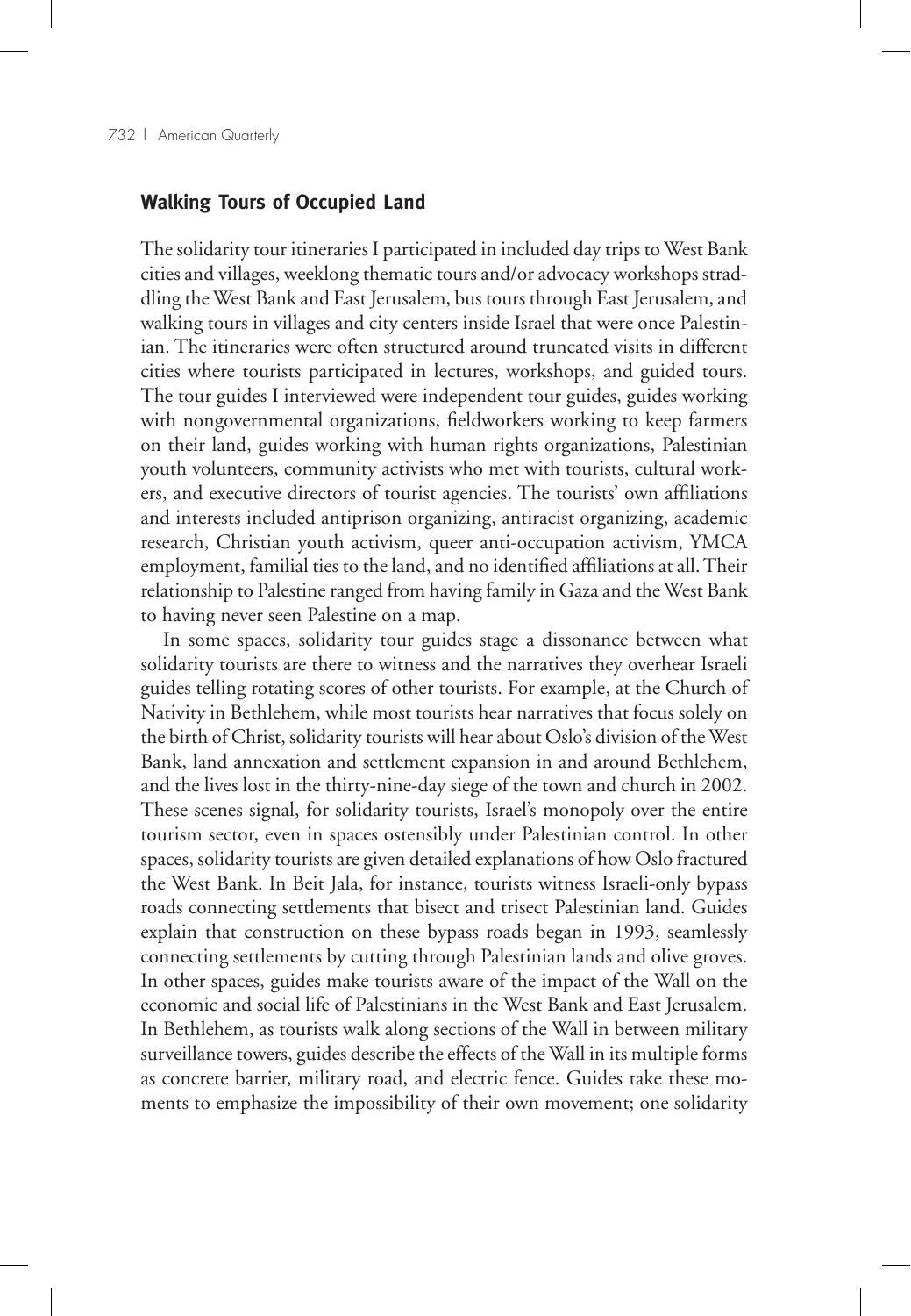## Walking Tours of Occupied Land

The solidarity tour itineraries I participated in included day trips to West Bank cities and villages, weeklong thematic tours and/or advocacy workshops straddling the West Bank and East Jerusalem, bus tours through East Jerusalem, and walking tours in villages and city centers inside Israel that were once Palestinian. The itineraries were often structured around truncated visits in different cities where tourists participated in lectures, workshops, and guided tours. The tour guides I interviewed were independent tour guides, guides working with nongovernmental organizations, fieldworkers working to keep farmers on their land, guides working with human rights organizations, Palestinian youth volunteers, community activists who met with tourists, cultural workers, and executive directors of tourist agencies. The tourists' own affiliations and interests included antiprison organizing, antiracist organizing, academic research, Christian youth activism, queer anti-occupation activism, YMCA employment, familial ties to the land, and no identified affiliations at all. Their relationship to Palestine ranged from having family in Gaza and the West Bank to having never seen Palestine on a map.

In some spaces, solidarity tour guides stage a dissonance between what solidarity tourists are there to witness and the narratives they overhear Israeli guides telling rotating scores of other tourists. For example, at the Church of Nativity in Bethlehem, while most tourists hear narratives that focus solely on the birth of Christ, solidarity tourists will hear about Oslo's division of the West Bank, land annexation and settlement expansion in and around Bethlehem, and the lives lost in the thirty-nine-day siege of the town and church in 2002. These scenes signal, for solidarity tourists, Israel's monopoly over the entire tourism sector, even in spaces ostensibly under Palestinian control. In other spaces, solidarity tourists are given detailed explanations of how Oslo fractured the West Bank. In Beit Jala, for instance, tourists witness Israeli-only bypass roads connecting settlements that bisect and trisect Palestinian land. Guides explain that construction on these bypass roads began in 1993, seamlessly connecting settlements by cutting through Palestinian lands and olive groves. In other spaces, guides make tourists aware of the impact of the Wall on the economic and social life of Palestinians in the West Bank and East Jerusalem. In Bethlehem, as tourists walk along sections of the Wall in between military surveillance towers, guides describe the effects of the Wall in its multiple forms as concrete barrier, military road, and electric fence. Guides take these moments to emphasize the impossibility of their own movement; one solidarity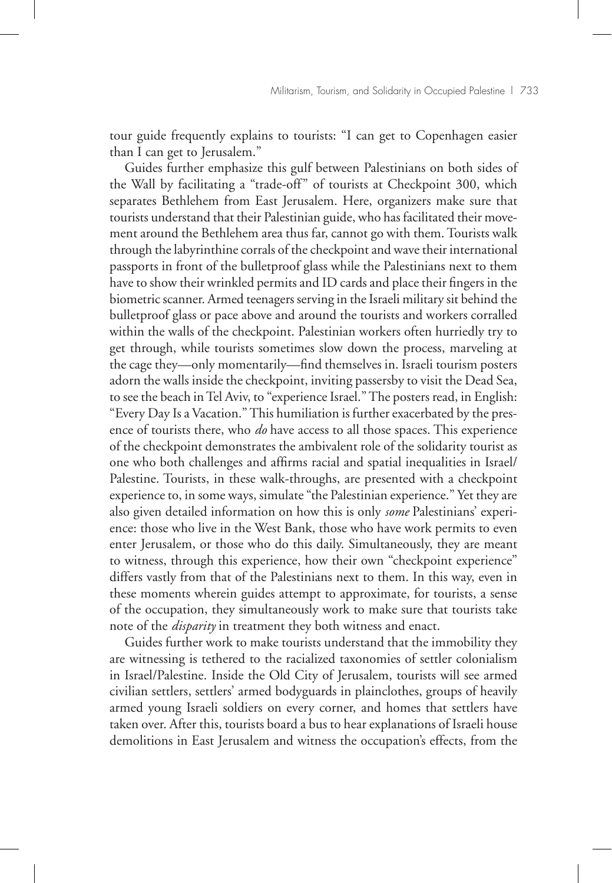tour guide frequently explains to tourists: "I can get to Copenhagen easier than I can get to Jerusalem."

Guides further emphasize this gulf between Palestinians on both sides of the Wall by facilitating a "trade-off" of tourists at Checkpoint 300, which separates Bethlehem from East Jerusalem. Here, organizers make sure that tourists understand that their Palestinian guide, who has facilitated their movement around the Bethlehem area thus far, cannot go with them. Tourists walk through the labyrinthine corrals of the checkpoint and wave their international passports in front of the bulletproof glass while the Palestinians next to them have to show their wrinkled permits and ID cards and place their fingers in the biometric scanner. Armed teenagers serving in the Israeli military sit behind the bulletproof glass or pace above and around the tourists and workers corralled within the walls of the checkpoint. Palestinian workers often hurriedly try to get through, while tourists sometimes slow down the process, marveling at the cage they—only momentarily—find themselves in. Israeli tourism posters adorn the walls inside the checkpoint, inviting passersby to visit the Dead Sea, to see the beach in Tel Aviv, to "experience Israel." The posters read, in English: "Every Day Is a Vacation." This humiliation is further exacerbated by the presence of tourists there, who *do* have access to all those spaces. This experience of the checkpoint demonstrates the ambivalent role of the solidarity tourist as one who both challenges and affirms racial and spatial inequalities in Israel/Palestine. Tourists, in these walk-throughs, are presented with a checkpoint experience to, in some ways, simulate "the Palestinian experience." Yet they are also given detailed information on how this is only *some* Palestinians' experience: those who live in the West Bank, those who have work permits to even enter Jerusalem, or those who do this daily. Simultaneously, they are meant to witness, through this experience, how their own "checkpoint experience" differs vastly from that of the Palestinians next to them. In this way, even in these moments wherein guides attempt to approximate, for tourists, a sense of the occupation, they simultaneously work to make sure that tourists take note of the *disparity* in treatment they both witness and enact.

Guides further work to make tourists understand that the immobility they are witnessing is tethered to the racialized taxonomies of settler colonialism in Israel/Palestine. Inside the Old City of Jerusalem, tourists will see armed civilian settlers, settlers' armed bodyguards in plainclothes, groups of heavily armed young Israeli soldiers on every corner, and homes that settlers have taken over. After this, tourists board a bus to hear explanations of Israeli house demolitions in East Jerusalem and witness the occupation's effects, from the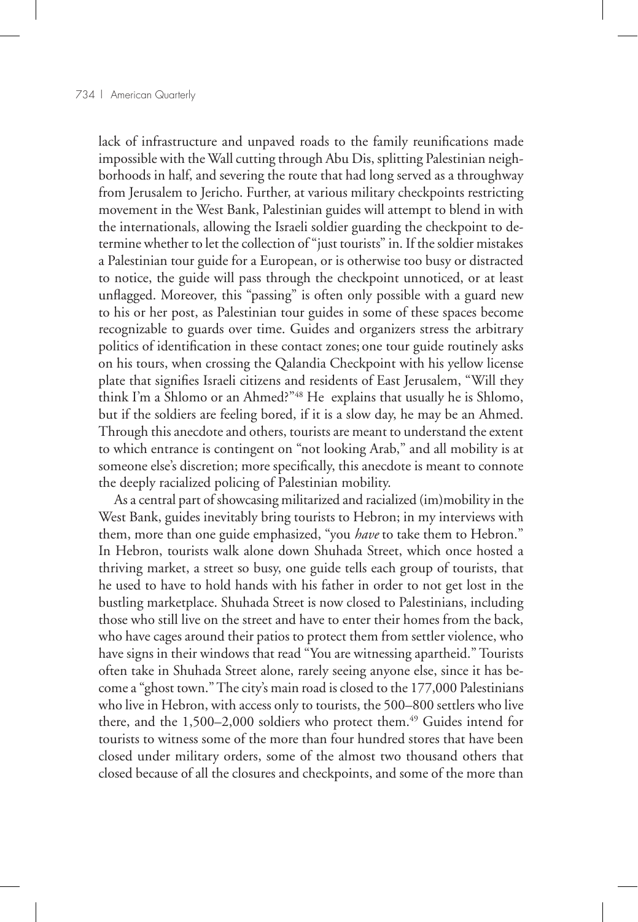lack of infrastructure and unpaved roads to the family reunifications made impossible with the Wall cutting through Abu Dis, splitting Palestinian neighborhoods in half, and severing the route that had long served as a throughway from Jerusalem to Jericho. Further, at various military checkpoints restricting movement in the West Bank, Palestinian guides will attempt to blend in with the internationals, allowing the Israeli soldier guarding the checkpoint to determine whether to let the collection of "just tourists" in. If the soldier mistakes a Palestinian tour guide for a European, or is otherwise too busy or distracted to notice, the guide will pass through the checkpoint unnoticed, or at least unflagged. Moreover, this "passing" is often only possible with a guard new to his or her post, as Palestinian tour guides in some of these spaces become recognizable to guards over time. Guides and organizers stress the arbitrary politics of identification in these contact zones; one tour guide routinely asks on his tours, when crossing the Qalandia Checkpoint with his yellow license plate that signifies Israeli citizens and residents of East Jerusalem, "Will they think I'm a Shlomo or an Ahmed?"[48] He explains that usually he is Shlomo, but if the soldiers are feeling bored, if it is a slow day, he may be an Ahmed. Through this anecdote and others, tourists are meant to understand the extent to which entrance is contingent on "not looking Arab," and all mobility is at someone else's discretion; more specifically, this anecdote is meant to connote the deeply racialized policing of Palestinian mobility.

As a central part of showcasing militarized and racialized (im)mobility in the West Bank, guides inevitably bring tourists to Hebron; in my interviews with them, more than one guide emphasized, "you *have* to take them to Hebron." In Hebron, tourists walk alone down Shuhada Street, which once hosted a thriving market, a street so busy, one guide tells each group of tourists, that he used to have to hold hands with his father in order to not get lost in the bustling marketplace. Shuhada Street is now closed to Palestinians, including those who still live on the street and have to enter their homes from the back, who have cages around their patios to protect them from settler violence, who have signs in their windows that read "You are witnessing apartheid." Tourists often take in Shuhada Street alone, rarely seeing anyone else, since it has become a "ghost town." The city's main road is closed to the 177,000 Palestinians who live in Hebron, with access only to tourists, the 500–800 settlers who live there, and the 1,500–2,000 soldiers who protect them.[49] Guides intend for tourists to witness some of the more than four hundred stores that have been closed under military orders, some of the almost two thousand others that closed because of all the closures and checkpoints, and some of the more than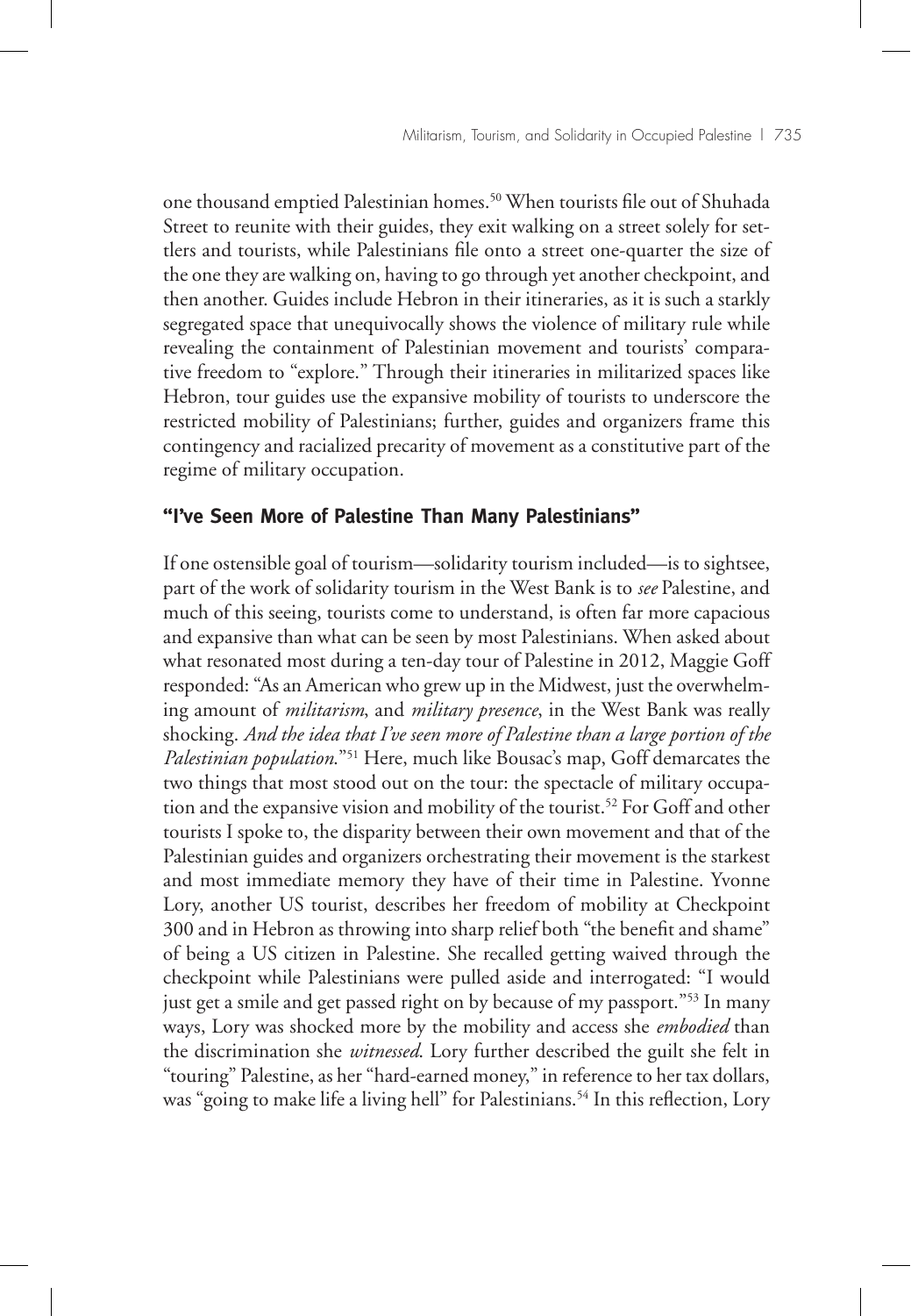one thousand emptied Palestinian homes.[50] When tourists file out of Shuhada Street to reunite with their guides, they exit walking on a street solely for settlers and tourists, while Palestinians file onto a street one-quarter the size of the one they are walking on, having to go through yet another checkpoint, and then another. Guides include Hebron in their itineraries, as it is such a starkly segregated space that unequivocally shows the violence of military rule while revealing the containment of Palestinian movement and tourists' comparative freedom to "explore." Through their itineraries in militarized spaces like Hebron, tour guides use the expansive mobility of tourists to underscore the restricted mobility of Palestinians; further, guides and organizers frame this contingency and racialized precarity of movement as a constitutive part of the regime of military occupation.

### "I've Seen More of Palestine Than Many Palestinians"

If one ostensible goal of tourism—solidarity tourism included—is to sightsee, part of the work of solidarity tourism in the West Bank is to *see* Palestine, and much of this seeing, tourists come to understand, is often far more capacious and expansive than what can be seen by most Palestinians. When asked about what resonated most during a ten-day tour of Palestine in 2012, Maggie Goff responded: "As an American who grew up in the Midwest, just the overwhelming amount of *militarism*, and *military presence*, in the West Bank was really shocking. *And the idea that I've seen more of Palestine than a large portion of the Palestinian population.*"[51] Here, much like Bousac's map, Goff demarcates the two things that most stood out on the tour: the spectacle of military occupation and the expansive vision and mobility of the tourist.[52] For Goff and other tourists I spoke to, the disparity between their own movement and that of the Palestinian guides and organizers orchestrating their movement is the starkest and most immediate memory they have of their time in Palestine. Yvonne Lory, another US tourist, describes her freedom of mobility at Checkpoint 300 and in Hebron as throwing into sharp relief both "the benefit and shame" of being a US citizen in Palestine. She recalled getting waived through the checkpoint while Palestinians were pulled aside and interrogated: "I would just get a smile and get passed right on by because of my passport."[53] In many ways, Lory was shocked more by the mobility and access she *embodied* than the discrimination she *witnessed*. Lory further described the guilt she felt in "touring" Palestine, as her "hard-earned money," in reference to her tax dollars, was "going to make life a living hell" for Palestinians.[54] In this reflection, Lory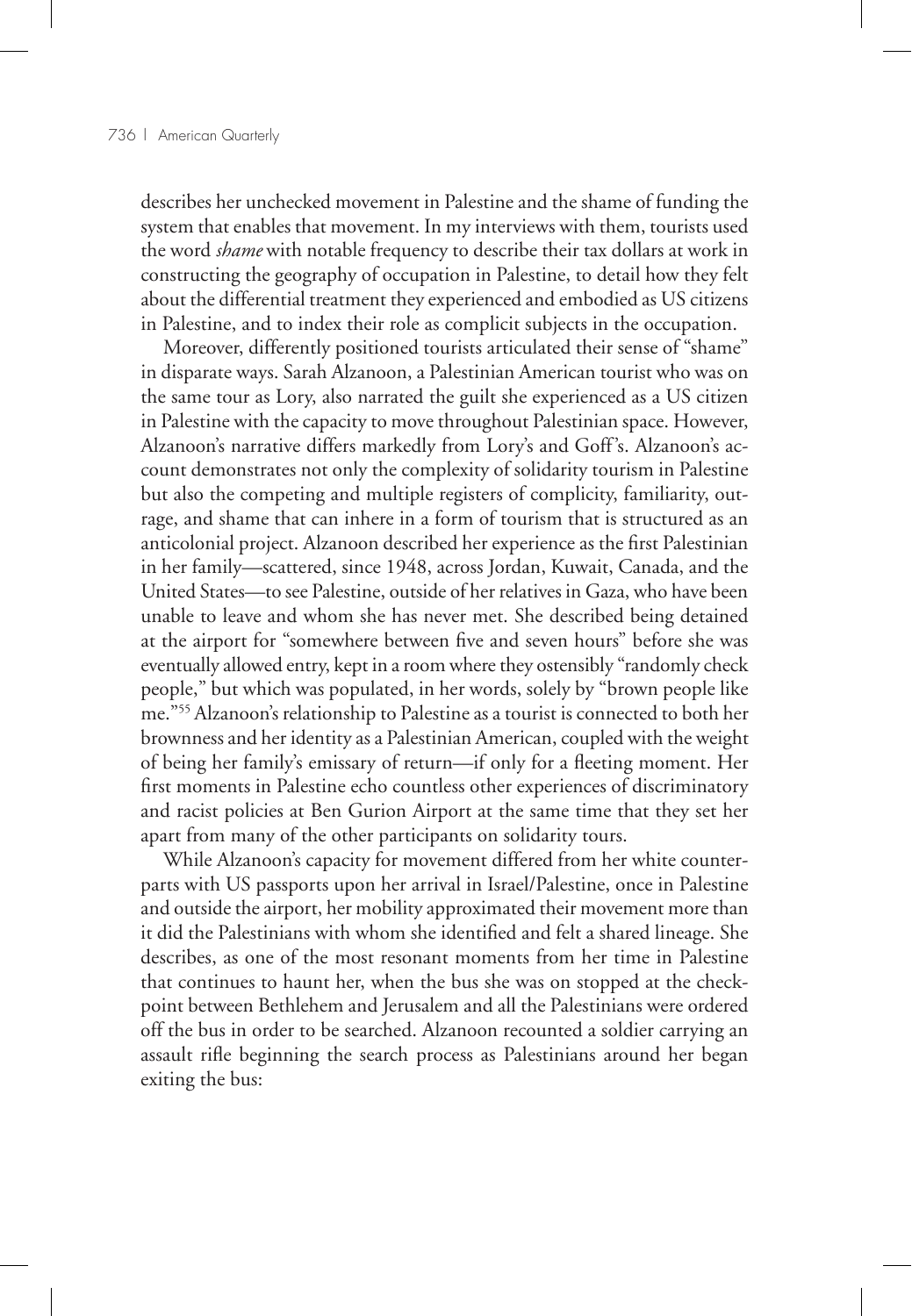describes her unchecked movement in Palestine and the shame of funding the system that enables that movement. In my interviews with them, tourists used the word *shame* with notable frequency to describe their tax dollars at work in constructing the geography of occupation in Palestine, to detail how they felt about the differential treatment they experienced and embodied as US citizens in Palestine, and to index their role as complicit subjects in the occupation.

Moreover, differently positioned tourists articulated their sense of "shame" in disparate ways. Sarah Alzanoon, a Palestinian American tourist who was on the same tour as Lory, also narrated the guilt she experienced as a US citizen in Palestine with the capacity to move throughout Palestinian space. However, Alzanoon's narrative differs markedly from Lory's and Goff's. Alzanoon's account demonstrates not only the complexity of solidarity tourism in Palestine but also the competing and multiple registers of complicity, familiarity, outrage, and shame that can inhere in a form of tourism that is structured as an anticolonial project. Alzanoon described her experience as the first Palestinian in her family—scattered, since 1948, across Jordan, Kuwait, Canada, and the United States—to see Palestine, outside of her relatives in Gaza, who have been unable to leave and whom she has never met. She described being detained at the airport for "somewhere between five and seven hours" before she was eventually allowed entry, kept in a room where they ostensibly "randomly check people," but which was populated, in her words, solely by "brown people like me."[55] Alzanoon's relationship to Palestine as a tourist is connected to both her brownness and her identity as a Palestinian American, coupled with the weight of being her family's emissary of return—if only for a fleeting moment. Her first moments in Palestine echo countless other experiences of discriminatory and racist policies at Ben Gurion Airport at the same time that they set her apart from many of the other participants on solidarity tours.

While Alzanoon's capacity for movement differed from her white counterparts with US passports upon her arrival in Israel/Palestine, once in Palestine and outside the airport, her mobility approximated their movement more than it did the Palestinians with whom she identified and felt a shared lineage. She describes, as one of the most resonant moments from her time in Palestine that continues to haunt her, when the bus she was on stopped at the checkpoint between Bethlehem and Jerusalem and all the Palestinians were ordered off the bus in order to be searched. Alzanoon recounted a soldier carrying an assault rifle beginning the search process as Palestinians around her began exiting the bus: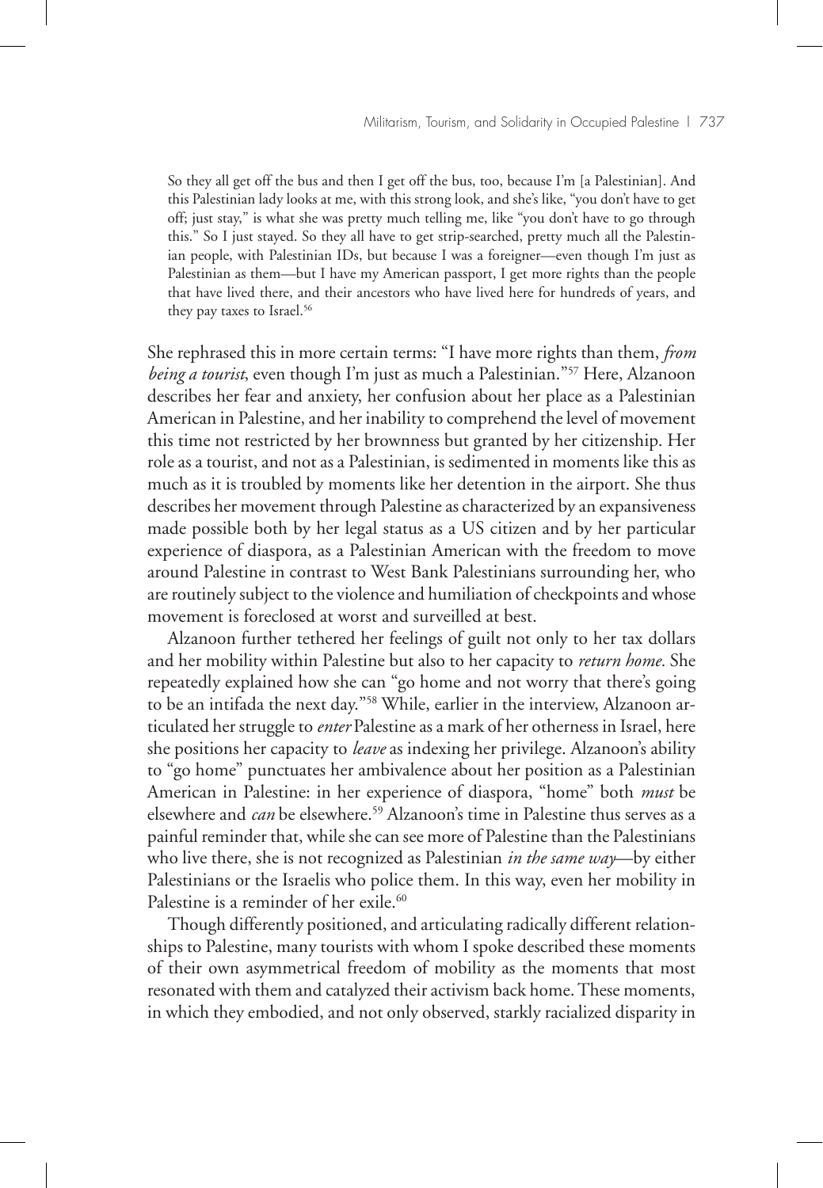> So they all get off the bus and then I get off the bus, too, because I'm [a Palestinian]. And this Palestinian lady looks at me, with this strong look, and she's like, "you don't have to get off; just stay," is what she was pretty much telling me, like "you don't have to go through this." So I just stayed. So they all have to get strip-searched, pretty much all the Palestinian people, with Palestinian IDs, but because I was a foreigner—even though I'm just as Palestinian as them—but I have my American passport, I get more rights than the people that have lived there, and their ancestors who have lived here for hundreds of years, and they pay taxes to Israel.[56]

She rephrased this in more certain terms: "I have more rights than them, *from being a tourist*, even though I'm just as much a Palestinian."[57] Here, Alzanoon describes her fear and anxiety, her confusion about her place as a Palestinian American in Palestine, and her inability to comprehend the level of movement this time not restricted by her brownness but granted by her citizenship. Her role as a tourist, and not as a Palestinian, is sedimented in moments like this as much as it is troubled by moments like her detention in the airport. She thus describes her movement through Palestine as characterized by an expansiveness made possible both by her legal status as a US citizen and by her particular experience of diaspora, as a Palestinian American with the freedom to move around Palestine in contrast to West Bank Palestinians surrounding her, who are routinely subject to the violence and humiliation of checkpoints and whose movement is foreclosed at worst and surveilled at best.

Alzanoon further tethered her feelings of guilt not only to her tax dollars and her mobility within Palestine but also to her capacity to *return home.* She repeatedly explained how she can "go home and not worry that there's going to be an intifada the next day."[58] While, earlier in the interview, Alzanoon articulated her struggle to *enter* Palestine as a mark of her otherness in Israel, here she positions her capacity to *leave* as indexing her privilege. Alzanoon's ability to "go home" punctuates her ambivalence about her position as a Palestinian American in Palestine: in her experience of diaspora, "home" both *must* be elsewhere and *can* be elsewhere.[59] Alzanoon's time in Palestine thus serves as a painful reminder that, while she can see more of Palestine than the Palestinians who live there, she is not recognized as Palestinian *in the same way*—by either Palestinians or the Israelis who police them. In this way, even her mobility in Palestine is a reminder of her exile.[60]

Though differently positioned, and articulating radically different relationships to Palestine, many tourists with whom I spoke described these moments of their own asymmetrical freedom of mobility as the moments that most resonated with them and catalyzed their activism back home. These moments, in which they embodied, and not only observed, starkly racialized disparity in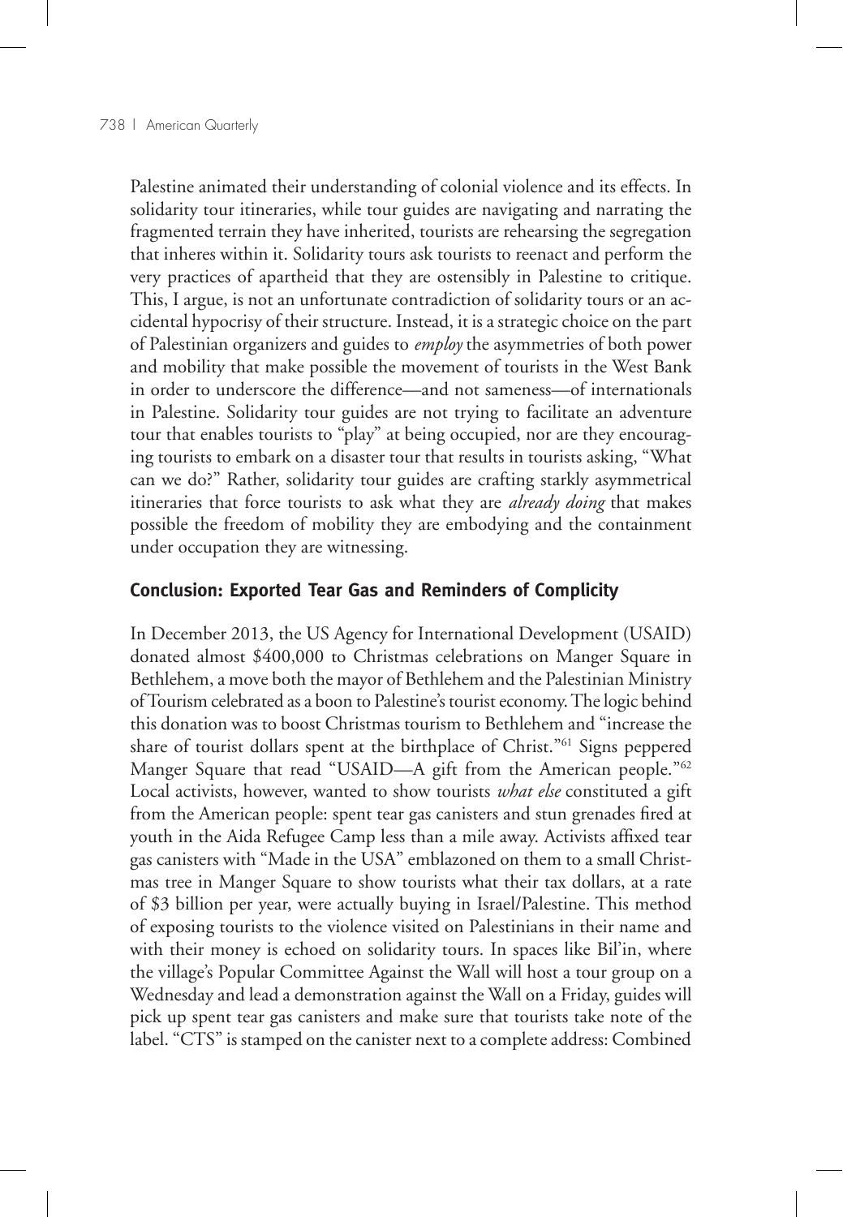Palestine animated their understanding of colonial violence and its effects. In solidarity tour itineraries, while tour guides are navigating and narrating the fragmented terrain they have inherited, tourists are rehearsing the segregation that inheres within it. Solidarity tours ask tourists to reenact and perform the very practices of apartheid that they are ostensibly in Palestine to critique. This, I argue, is not an unfortunate contradiction of solidarity tours or an accidental hypocrisy of their structure. Instead, it is a strategic choice on the part of Palestinian organizers and guides to *employ* the asymmetries of both power and mobility that make possible the movement of tourists in the West Bank in order to underscore the difference—and not sameness—of internationals in Palestine. Solidarity tour guides are not trying to facilitate an adventure tour that enables tourists to "play" at being occupied, nor are they encouraging tourists to embark on a disaster tour that results in tourists asking, "What can we do?" Rather, solidarity tour guides are crafting starkly asymmetrical itineraries that force tourists to ask what they are *already doing* that makes possible the freedom of mobility they are embodying and the containment under occupation they are witnessing.

## Conclusion: Exported Tear Gas and Reminders of Complicity

In December 2013, the US Agency for International Development (USAID) donated almost $400,000 to Christmas celebrations on Manger Square in Bethlehem, a move both the mayor of Bethlehem and the Palestinian Ministry of Tourism celebrated as a boon to Palestine's tourist economy. The logic behind this donation was to boost Christmas tourism to Bethlehem and "increase the share of tourist dollars spent at the birthplace of Christ."[61] Signs peppered Manger Square that read "USAID—A gift from the American people."[62] Local activists, however, wanted to show tourists *what else* constituted a gift from the American people: spent tear gas canisters and stun grenades fired at youth in the Aida Refugee Camp less than a mile away. Activists affixed tear gas canisters with "Made in the USA" emblazoned on them to a small Christmas tree in Manger Square to show tourists what their tax dollars, at a rate of $3 billion per year, were actually buying in Israel/Palestine. This method of exposing tourists to the violence visited on Palestinians in their name and with their money is echoed on solidarity tours. In spaces like Bil'in, where the village's Popular Committee Against the Wall will host a tour group on a Wednesday and lead a demonstration against the Wall on a Friday, guides will pick up spent tear gas canisters and make sure that tourists take note of the label. "CTS" is stamped on the canister next to a complete address: Combined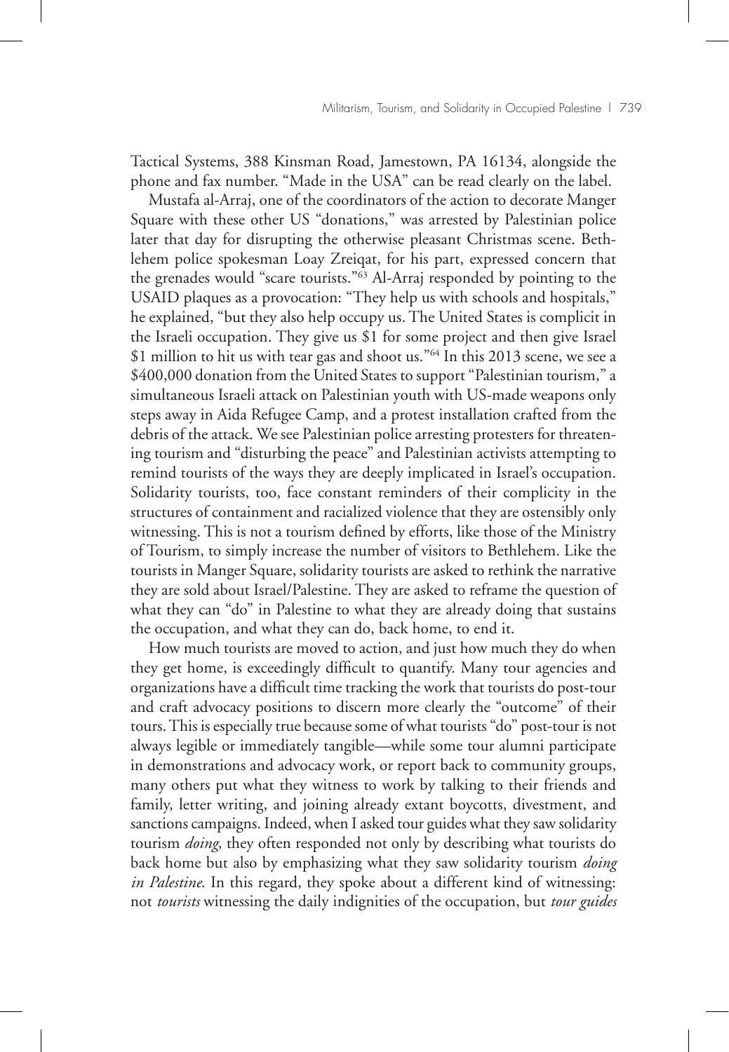Tactical Systems, 388 Kinsman Road, Jamestown, PA 16134, alongside the phone and fax number. "Made in the USA" can be read clearly on the label.

Mustafa al-Arraj, one of the coordinators of the action to decorate Manger Square with these other US "donations," was arrested by Palestinian police later that day for disrupting the otherwise pleasant Christmas scene. Bethlehem police spokesman Loay Zreiqat, for his part, expressed concern that the grenades would "scare tourists."[63] Al-Arraj responded by pointing to the USAID plaques as a provocation: "They help us with schools and hospitals," he explained, "but they also help occupy us. The United States is complicit in the Israeli occupation. They give us $1 for some project and then give Israel $1 million to hit us with tear gas and shoot us."[64] In this 2013 scene, we see a $400,000 donation from the United States to support "Palestinian tourism," a simultaneous Israeli attack on Palestinian youth with US-made weapons only steps away in Aida Refugee Camp, and a protest installation crafted from the debris of the attack. We see Palestinian police arresting protesters for threatening tourism and "disturbing the peace" and Palestinian activists attempting to remind tourists of the ways they are deeply implicated in Israel's occupation. Solidarity tourists, too, face constant reminders of their complicity in the structures of containment and racialized violence that they are ostensibly only witnessing. This is not a tourism defined by efforts, like those of the Ministry of Tourism, to simply increase the number of visitors to Bethlehem. Like the tourists in Manger Square, solidarity tourists are asked to rethink the narrative they are sold about Israel/Palestine. They are asked to reframe the question of what they can "do" in Palestine to what they are already doing that sustains the occupation, and what they can do, back home, to end it.

How much tourists are moved to action, and just how much they do when they get home, is exceedingly difficult to quantify. Many tour agencies and organizations have a difficult time tracking the work that tourists do post-tour and craft advocacy positions to discern more clearly the "outcome" of their tours. This is especially true because some of what tourists "do" post-tour is not always legible or immediately tangible—while some tour alumni participate in demonstrations and advocacy work, or report back to community groups, many others put what they witness to work by talking to their friends and family, letter writing, and joining already extant boycotts, divestment, and sanctions campaigns. Indeed, when I asked tour guides what they saw solidarity tourism *doing*, they often responded not only by describing what tourists do back home but also by emphasizing what they saw solidarity tourism *doing in Palestine*. In this regard, they spoke about a different kind of witnessing: not *tourists* witnessing the daily indignities of the occupation, but *tour guides*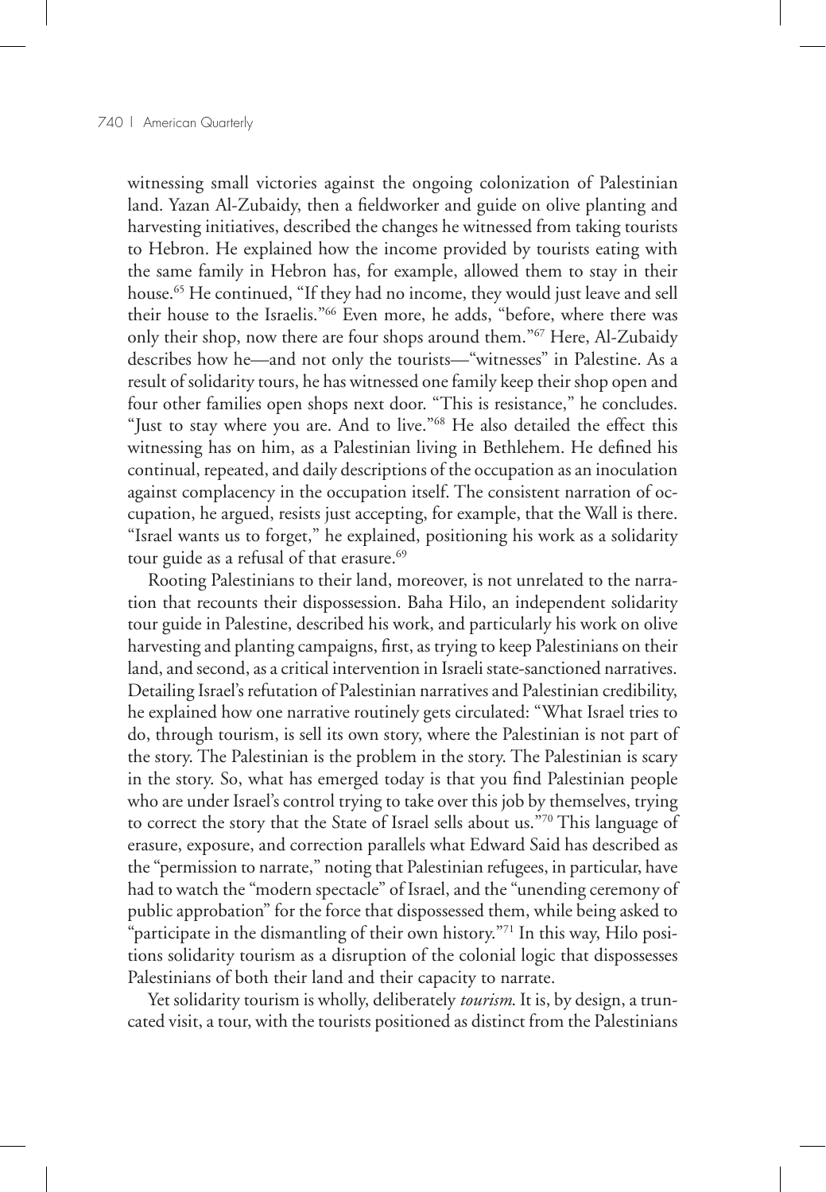witnessing small victories against the ongoing colonization of Palestinian land. Yazan Al-Zubaidy, then a fieldworker and guide on olive planting and harvesting initiatives, described the changes he witnessed from taking tourists to Hebron. He explained how the income provided by tourists eating with the same family in Hebron has, for example, allowed them to stay in their house.[65] He continued, "If they had no income, they would just leave and sell their house to the Israelis."[66] Even more, he adds, "before, where there was only their shop, now there are four shops around them."[67] Here, Al-Zubaidy describes how he—and not only the tourists—"witnesses" in Palestine. As a result of solidarity tours, he has witnessed one family keep their shop open and four other families open shops next door. "This is resistance," he concludes. "Just to stay where you are. And to live."[68] He also detailed the effect this witnessing has on him, as a Palestinian living in Bethlehem. He defined his continual, repeated, and daily descriptions of the occupation as an inoculation against complacency in the occupation itself. The consistent narration of occupation, he argued, resists just accepting, for example, that the Wall is there. "Israel wants us to forget," he explained, positioning his work as a solidarity tour guide as a refusal of that erasure.[69]

Rooting Palestinians to their land, moreover, is not unrelated to the narration that recounts their dispossession. Baha Hilo, an independent solidarity tour guide in Palestine, described his work, and particularly his work on olive harvesting and planting campaigns, first, as trying to keep Palestinians on their land, and second, as a critical intervention in Israeli state-sanctioned narratives. Detailing Israel's refutation of Palestinian narratives and Palestinian credibility, he explained how one narrative routinely gets circulated: "What Israel tries to do, through tourism, is sell its own story, where the Palestinian is not part of the story. The Palestinian is the problem in the story. The Palestinian is scary in the story. So, what has emerged today is that you find Palestinian people who are under Israel's control trying to take over this job by themselves, trying to correct the story that the State of Israel sells about us."[70] This language of erasure, exposure, and correction parallels what Edward Said has described as the "permission to narrate," noting that Palestinian refugees, in particular, have had to watch the "modern spectacle" of Israel, and the "unending ceremony of public approbation" for the force that dispossessed them, while being asked to "participate in the dismantling of their own history."[71] In this way, Hilo positions solidarity tourism as a disruption of the colonial logic that dispossesses Palestinians of both their land and their capacity to narrate.

Yet solidarity tourism is wholly, deliberately *tourism*. It is, by design, a truncated visit, a tour, with the tourists positioned as distinct from the Palestinians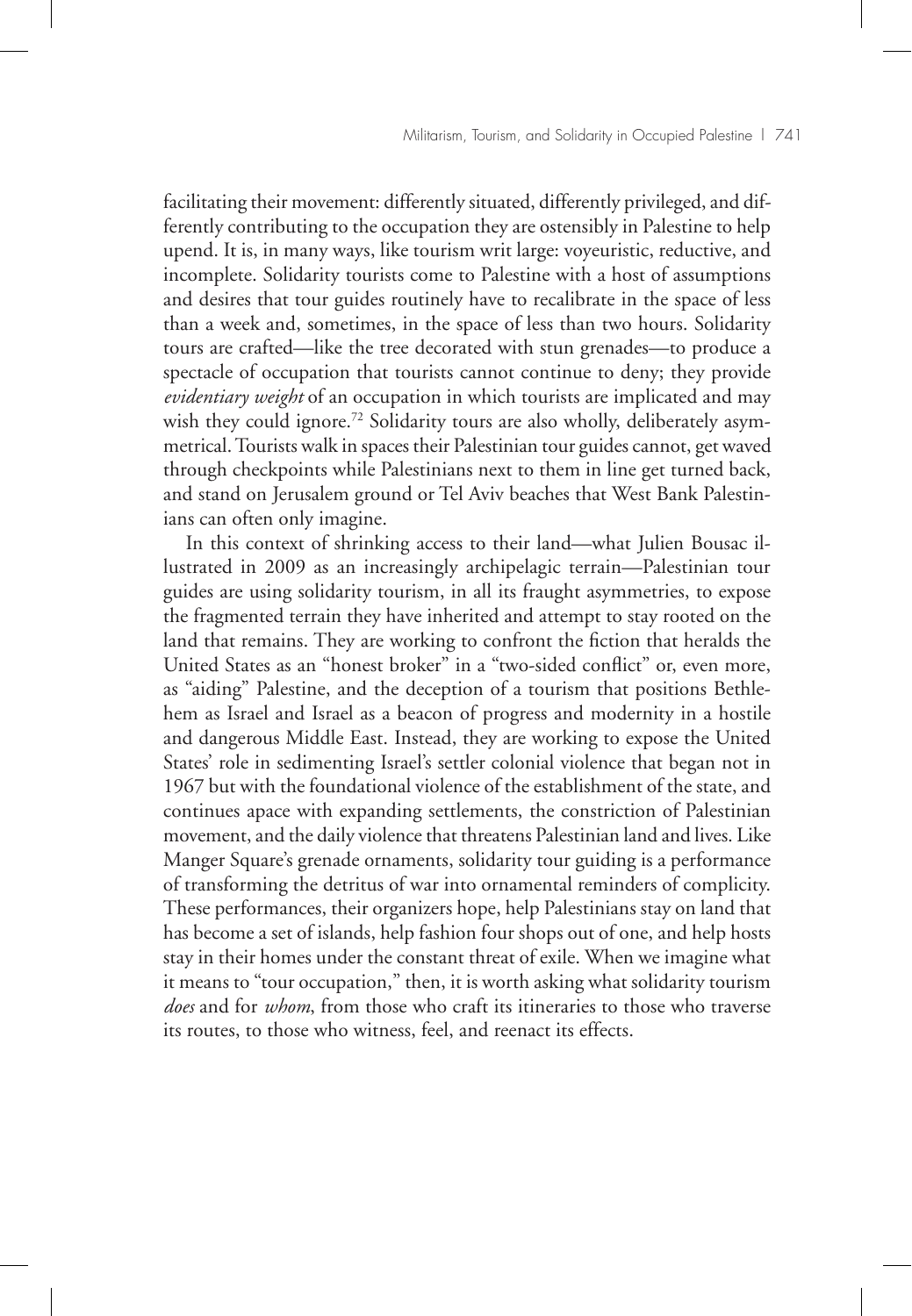facilitating their movement: differently situated, differently privileged, and differently contributing to the occupation they are ostensibly in Palestine to help upend. It is, in many ways, like tourism writ large: voyeuristic, reductive, and incomplete. Solidarity tourists come to Palestine with a host of assumptions and desires that tour guides routinely have to recalibrate in the space of less than a week and, sometimes, in the space of less than two hours. Solidarity tours are crafted—like the tree decorated with stun grenades—to produce a spectacle of occupation that tourists cannot continue to deny; they provide *evidentiary weight* of an occupation in which tourists are implicated and may wish they could ignore.[72] Solidarity tours are also wholly, deliberately asymmetrical. Tourists walk in spaces their Palestinian tour guides cannot, get waved through checkpoints while Palestinians next to them in line get turned back, and stand on Jerusalem ground or Tel Aviv beaches that West Bank Palestinians can often only imagine.

In this context of shrinking access to their land—what Julien Bousac illustrated in 2009 as an increasingly archipelagic terrain—Palestinian tour guides are using solidarity tourism, in all its fraught asymmetries, to expose the fragmented terrain they have inherited and attempt to stay rooted on the land that remains. They are working to confront the fiction that heralds the United States as an "honest broker" in a "two-sided conflict" or, even more, as "aiding" Palestine, and the deception of a tourism that positions Bethlehem as Israel and Israel as a beacon of progress and modernity in a hostile and dangerous Middle East. Instead, they are working to expose the United States' role in sedimenting Israel's settler colonial violence that began not in 1967 but with the foundational violence of the establishment of the state, and continues apace with expanding settlements, the constriction of Palestinian movement, and the daily violence that threatens Palestinian land and lives. Like Manger Square's grenade ornaments, solidarity tour guiding is a performance of transforming the detritus of war into ornamental reminders of complicity. These performances, their organizers hope, help Palestinians stay on land that has become a set of islands, help fashion four shops out of one, and help hosts stay in their homes under the constant threat of exile. When we imagine what it means to "tour occupation," then, it is worth asking what solidarity tourism *does* and for *whom*, from those who craft its itineraries to those who traverse its routes, to those who witness, feel, and reenact its effects.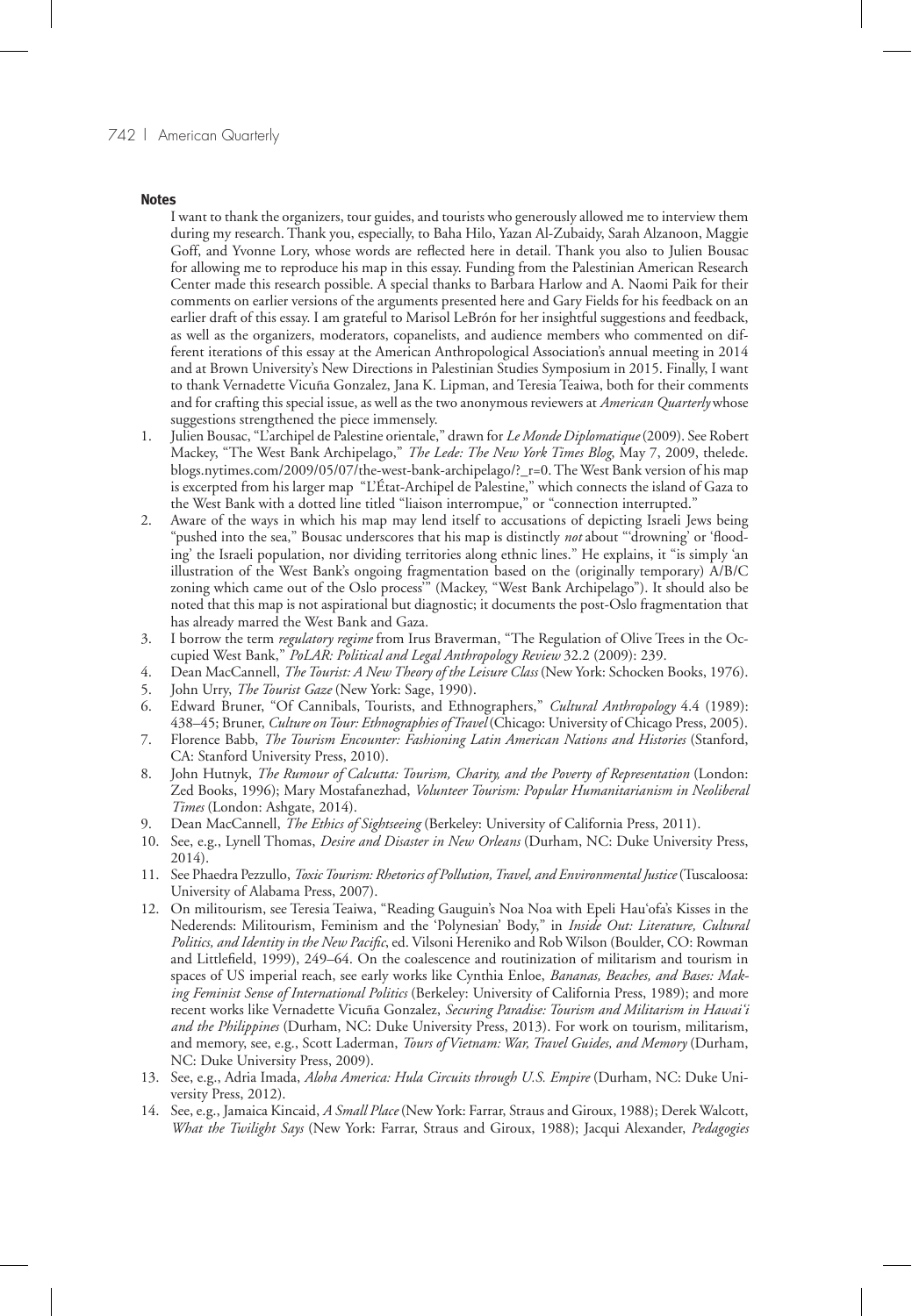## Notes

I want to thank the organizers, tour guides, and tourists who generously allowed me to interview them during my research. Thank you, especially, to Baha Hilo, Yazan Al-Zubaidy, Sarah Alzanoon, Maggie Goff, and Yvonne Lory, whose words are reflected here in detail. Thank you also to Julien Bousac for allowing me to reproduce his map in this essay. Funding from the Palestinian American Research Center made this research possible. A special thanks to Barbara Harlow and A. Naomi Paik for their comments on earlier versions of the arguments presented here and Gary Fields for his feedback on an earlier draft of this essay. I am grateful to Marisol LeBrón for her insightful suggestions and feedback, as well as the organizers, moderators, copanelists, and audience members who commented on different iterations of this essay at the American Anthropological Association's annual meeting in 2014 and at Brown University's New Directions in Palestinian Studies Symposium in 2015. Finally, I want to thank Vernadette Vicuña Gonzalez, Jana K. Lipman, and Teresia Teaiwa, both for their comments and for crafting this special issue, as well as the two anonymous reviewers at *American Quarterly* whose suggestions strengthened the piece immensely.

1. Julien Bousac, "L'archipel de Palestine orientale," drawn for *Le Monde Diplomatique* (2009). See Robert Mackey, "The West Bank Archipelago," *The Lede: The New York Times Blog*, May 7, 2009, thelede.blogs.nytimes.com/2009/05/07/the-west-bank-archipelago/?_r=0. The West Bank version of his map is excerpted from his larger map "L'État-Archipel de Palestine," which connects the island of Gaza to the West Bank with a dotted line titled "liaison interrompue," or "connection interrupted."
2. Aware of the ways in which his map may lend itself to accusations of depicting Israeli Jews being "pushed into the sea," Bousac underscores that his map is distinctly *not* about "'drowning' or 'flooding' the Israeli population, nor dividing territories along ethnic lines." He explains, it "is simply 'an illustration of the West Bank's ongoing fragmentation based on the (originally temporary) A/B/C zoning which came out of the Oslo process'" (Mackey, "West Bank Archipelago"). It should also be noted that this map is not aspirational but diagnostic; it documents the post-Oslo fragmentation that has already marred the West Bank and Gaza.
3. I borrow the term *regulatory regime* from Irus Braverman, "The Regulation of Olive Trees in the Occupied West Bank," *PoLAR: Political and Legal Anthropology Review* 32.2 (2009): 239.
4. Dean MacCannell, *The Tourist: A New Theory of the Leisure Class* (New York: Schocken Books, 1976).
5. John Urry, *The Tourist Gaze* (New York: Sage, 1990).
6. Edward Bruner, "Of Cannibals, Tourists, and Ethnographers," *Cultural Anthropology* 4.4 (1989): 438–45; Bruner, *Culture on Tour: Ethnographies of Travel* (Chicago: University of Chicago Press, 2005).
7. Florence Babb, *The Tourism Encounter: Fashioning Latin American Nations and Histories* (Stanford, CA: Stanford University Press, 2010).
8. John Hutnyk, *The Rumour of Calcutta: Tourism, Charity, and the Poverty of Representation* (London: Zed Books, 1996); Mary Mostafanezhad, *Volunteer Tourism: Popular Humanitarianism in Neoliberal Times* (London: Ashgate, 2014).
9. Dean MacCannell, *The Ethics of Sightseeing* (Berkeley: University of California Press, 2011).
10. See, e.g., Lynell Thomas, *Desire and Disaster in New Orleans* (Durham, NC: Duke University Press, 2014).
11. See Phaedra Pezzullo, *Toxic Tourism: Rhetorics of Pollution, Travel, and Environmental Justice* (Tuscaloosa: University of Alabama Press, 2007).
12. On militourism, see Teresia Teaiwa, "Reading Gauguin's Noa Noa with Epeli Hau'ofa's Kisses in the Nederends: Militourism, Feminism and the 'Polynesian' Body," in *Inside Out: Literature, Cultural Politics, and Identity in the New Pacific*, ed. Vilsoni Hereniko and Rob Wilson (Boulder, CO: Rowman and Littlefield, 1999), 249–64. On the coalescence and routinization of militarism and tourism in spaces of US imperial reach, see early works like Cynthia Enloe, *Bananas, Beaches, and Bases: Making Feminist Sense of International Politics* (Berkeley: University of California Press, 1989); and more recent works like Vernadette Vicuña Gonzalez, *Securing Paradise: Tourism and Militarism in Hawai'i and the Philippines* (Durham, NC: Duke University Press, 2013). For work on tourism, militarism, and memory, see, e.g., Scott Laderman, *Tours of Vietnam: War, Travel Guides, and Memory* (Durham, NC: Duke University Press, 2009).
13. See, e.g., Adria Imada, *Aloha America: Hula Circuits through U.S. Empire* (Durham, NC: Duke University Press, 2012).
14. See, e.g., Jamaica Kincaid, *A Small Place* (New York: Farrar, Straus and Giroux, 1988); Derek Walcott, *What the Twilight Says* (New York: Farrar, Straus and Giroux, 1988); Jacqui Alexander, *Pedagogies*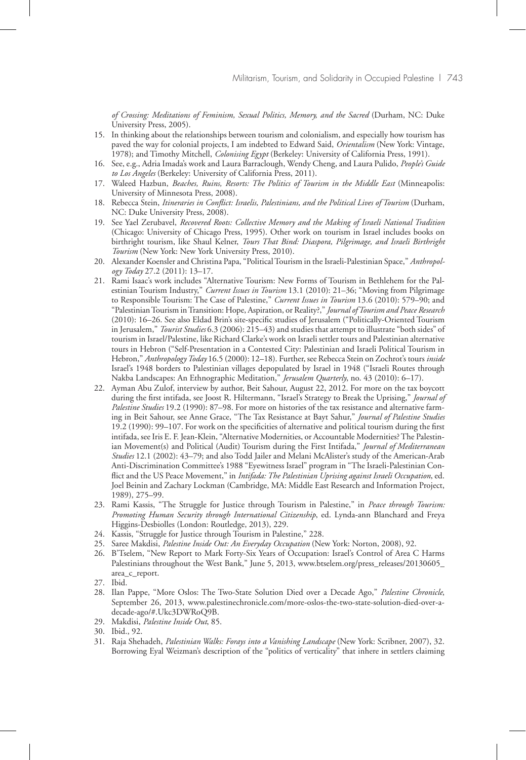*of Crossing: Meditations of Feminism, Sexual Politics, Memory, and the Sacred* (Durham, NC: Duke University Press, 2005).

15. In thinking about the relationships between tourism and colonialism, and especially how tourism has paved the way for colonial projects, I am indebted to Edward Said, *Orientalism* (New York: Vintage, 1978); and Timothy Mitchell, *Colonising Egypt* (Berkeley: University of California Press, 1991).
16. See, e.g., Adria Imada's work and Laura Barraclough, Wendy Cheng, and Laura Pulido, *People's Guide to Los Angeles* (Berkeley: University of California Press, 2011).
17. Waleed Hazbun, *Beaches, Ruins, Resorts: The Politics of Tourism in the Middle East* (Minneapolis: University of Minnesota Press, 2008).
18. Rebecca Stein, *Itineraries in Conflict: Israelis, Palestinians, and the Political Lives of Tourism* (Durham, NC: Duke University Press, 2008).
19. See Yael Zerubavel, *Recovered Roots: Collective Memory and the Making of Israeli National Tradition* (Chicago: University of Chicago Press, 1995). Other work on tourism in Israel includes books on birthright tourism, like Shaul Kelner, *Tours That Bind: Diaspora, Pilgrimage, and Israeli Birthright Tourism* (New York: New York University Press, 2010).
20. Alexander Koensler and Christina Papa, "Political Tourism in the Israeli-Palestinian Space," *Anthropology Today* 27.2 (2011): 13–17.
21. Rami Isaac's work includes "Alternative Tourism: New Forms of Tourism in Bethlehem for the Palestinian Tourism Industry," *Current Issues in Tourism* 13.1 (2010): 21–36; "Moving from Pilgrimage to Responsible Tourism: The Case of Palestine," *Current Issues in Tourism* 13.6 (2010): 579–90; and "Palestinian Tourism in Transition: Hope, Aspiration, or Reality?," *Journal of Tourism and Peace Research* (2010): 16–26. See also Eldad Brin's site-specific studies of Jerusalem ("Politically-Oriented Tourism in Jerusalem," *Tourist Studies* 6.3 (2006): 215–43) and studies that attempt to illustrate "both sides" of tourism in Israel/Palestine, like Richard Clarke's work on Israeli settler tours and Palestinian alternative tours in Hebron ("Self-Presentation in a Contested City: Palestinian and Israeli Political Tourism in Hebron," *Anthropology Today* 16.5 (2000): 12–18). Further, see Rebecca Stein on Zochrot's tours *inside* Israel's 1948 borders to Palestinian villages depopulated by Israel in 1948 ("Israeli Routes through Nakba Landscapes: An Ethnographic Meditation," *Jerusalem Quarterly*, no. 43 (2010): 6–17).
22. Ayman Abu Zulof, interview by author, Beit Sahour, August 22, 2012. For more on the tax boycott during the first intifada, see Joost R. Hiltermann, "Israel's Strategy to Break the Uprising," *Journal of Palestine Studies* 19.2 (1990): 87–98. For more on histories of the tax resistance and alternative farming in Beit Sahour, see Anne Grace, "The Tax Resistance at Bayt Sahur," *Journal of Palestine Studies* 19.2 (1990): 99–107. For work on the specificities of alternative and political tourism during the first intifada, see Iris E. F. Jean-Klein, "Alternative Modernities, or Accountable Modernities? The Palestinian Movement(s) and Political (Audit) Tourism during the First Intifada," *Journal of Mediterranean Studies* 12.1 (2002): 43–79; and also Todd Jailer and Melani McAlister's study of the American-Arab Anti-Discrimination Committee's 1988 "Eyewitness Israel" program in "The Israeli-Palestinian Conflict and the US Peace Movement," in *Intifada: The Palestinian Uprising against Israeli Occupation*, ed. Joel Beinin and Zachary Lockman (Cambridge, MA: Middle East Research and Information Project, 1989), 275–99.
23. Rami Kassis, "The Struggle for Justice through Tourism in Palestine," in *Peace through Tourism: Promoting Human Security through International Citizenship*, ed. Lynda-ann Blanchard and Freya Higgins-Desbiolles (London: Routledge, 2013), 229.
24. Kassis, "Struggle for Justice through Tourism in Palestine," 228.
25. Saree Makdisi, *Palestine Inside Out: An Everyday Occupation* (New York: Norton, 2008), 92.
26. B'Tselem, "New Report to Mark Forty-Six Years of Occupation: Israel's Control of Area C Harms Palestinians throughout the West Bank," June 5, 2013, www.btselem.org/press_releases/20130605_area_c_report.
27. Ibid.
28. Ilan Pappe, "More Oslos: The Two-State Solution Died over a Decade Ago," *Palestine Chronicle*, September 26, 2013, www.palestinechronicle.com/more-oslos-the-two-state-solution-died-over-a-decade-ago/#.Ukc3DWRoQ9B.
29. Makdisi, *Palestine Inside Out*, 85.
30. Ibid., 92.
31. Raja Shehadeh, *Palestinian Walks: Forays into a Vanishing Landscape* (New York: Scribner, 2007), 32. Borrowing Eyal Weizman's description of the "politics of verticality" that inhere in settlers claiming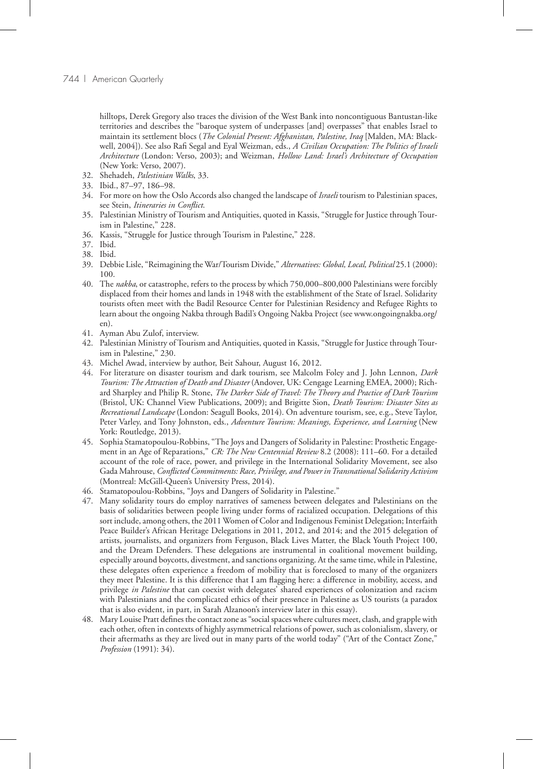hilltops, Derek Gregory also traces the division of the West Bank into noncontiguous Bantustan-like territories and describes the "baroque system of underpasses [and] overpasses" that enables Israel to maintain its settlement blocs (*The Colonial Present: Afghanistan, Palestine, Iraq* [Malden, MA: Blackwell, 2004]). See also Rafi Segal and Eyal Weizman, eds., *A Civilian Occupation: The Politics of Israeli Architecture* (London: Verso, 2003); and Weizman, *Hollow Land: Israel's Architecture of Occupation* (New York: Verso, 2007).

32. Shehadeh, *Palestinian Walks*, 33.
33. Ibid., 87–97, 186–98.
34. For more on how the Oslo Accords also changed the landscape of *Israeli* tourism to Palestinian spaces, see Stein, *Itineraries in Conflict*.
35. Palestinian Ministry of Tourism and Antiquities, quoted in Kassis, "Struggle for Justice through Tourism in Palestine," 228.
36. Kassis, "Struggle for Justice through Tourism in Palestine," 228.
37. Ibid.
38. Ibid.
39. Debbie Lisle, "Reimagining the War/Tourism Divide," *Alternatives: Global, Local, Political* 25.1 (2000): 100.
40. The *nakba*, or catastrophe, refers to the process by which 750,000–800,000 Palestinians were forcibly displaced from their homes and lands in 1948 with the establishment of the State of Israel. Solidarity tourists often meet with the Badil Resource Center for Palestinian Residency and Refugee Rights to learn about the ongoing Nakba through Badil's Ongoing Nakba Project (see www.ongoingnakba.org/en).
41. Ayman Abu Zulof, interview.
42. Palestinian Ministry of Tourism and Antiquities, quoted in Kassis, "Struggle for Justice through Tourism in Palestine," 230.
43. Michel Awad, interview by author, Beit Sahour, August 16, 2012.
44. For literature on disaster tourism and dark tourism, see Malcolm Foley and J. John Lennon, *Dark Tourism: The Attraction of Death and Disaster* (Andover, UK: Cengage Learning EMEA, 2000); Richard Sharpley and Philip R. Stone, *The Darker Side of Travel: The Theory and Practice of Dark Tourism* (Bristol, UK: Channel View Publications, 2009); and Brigitte Sion, *Death Tourism: Disaster Sites as Recreational Landscape* (London: Seagull Books, 2014). On adventure tourism, see, e.g., Steve Taylor, Peter Varley, and Tony Johnston, eds., *Adventure Tourism: Meanings, Experience, and Learning* (New York: Routledge, 2013).
45. Sophia Stamatopoulou-Robbins, "The Joys and Dangers of Solidarity in Palestine: Prosthetic Engagement in an Age of Reparations," *CR: The New Centennial Review* 8.2 (2008): 111–60. For a detailed account of the role of race, power, and privilege in the International Solidarity Movement, see also Gada Mahrouse, *Conflicted Commitments: Race, Privilege, and Power in Transnational Solidarity Activism* (Montreal: McGill-Queen's University Press, 2014).
46. Stamatopoulou-Robbins, "Joys and Dangers of Solidarity in Palestine."
47. Many solidarity tours do employ narratives of sameness between delegates and Palestinians on the basis of solidarities between people living under forms of racialized occupation. Delegations of this sort include, among others, the 2011 Women of Color and Indigenous Feminist Delegation; Interfaith Peace Builder's African Heritage Delegations in 2011, 2012, and 2014; and the 2015 delegation of artists, journalists, and organizers from Ferguson, Black Lives Matter, the Black Youth Project 100, and the Dream Defenders. These delegations are instrumental in coalitional movement building, especially around boycotts, divestment, and sanctions organizing. At the same time, while in Palestine, these delegates often experience a freedom of mobility that is foreclosed to many of the organizers they meet Palestine. It is this difference that I am flagging here: a difference in mobility, access, and privilege *in Palestine* that can coexist with delegates' shared experiences of colonization and racism with Palestinians and the complicated ethics of their presence in Palestine as US tourists (a paradox that is also evident, in part, in Sarah Alzanoon's interview later in this essay).
48. Mary Louise Pratt defines the contact zone as "social spaces where cultures meet, clash, and grapple with each other, often in contexts of highly asymmetrical relations of power, such as colonialism, slavery, or their aftermaths as they are lived out in many parts of the world today" ("Art of the Contact Zone," *Profession* (1991): 34).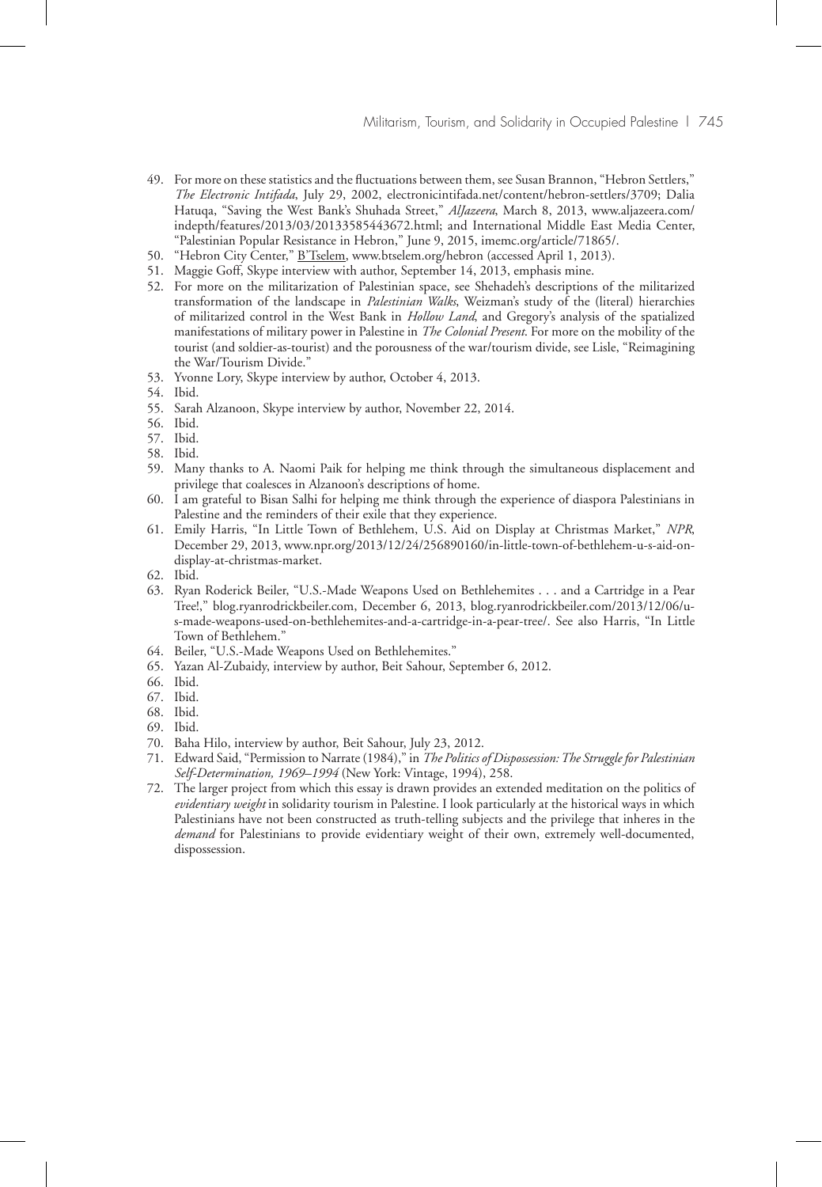49. For more on these statistics and the fluctuations between them, see Susan Brannon, "Hebron Settlers," *The Electronic Intifada*, July 29, 2002, electronicintifada.net/content/hebron-settlers/3709; Dalia Hatuqa, "Saving the West Bank's Shuhada Street," *AlJazeera*, March 8, 2013, www.aljazeera.com/indepth/features/2013/03/20133585443672.html; and International Middle East Media Center, "Palestinian Popular Resistance in Hebron," June 9, 2015, imemc.org/article/71865/.
50. "Hebron City Center," B'Tselem, www.btselem.org/hebron (accessed April 1, 2013).
51. Maggie Goff, Skype interview with author, September 14, 2013, emphasis mine.
52. For more on the militarization of Palestinian space, see Shehadeh's descriptions of the militarized transformation of the landscape in *Palestinian Walks*, Weizman's study of the (literal) hierarchies of militarized control in the West Bank in *Hollow Land*, and Gregory's analysis of the spatialized manifestations of military power in Palestine in *The Colonial Present*. For more on the mobility of the tourist (and soldier-as-tourist) and the porousness of the war/tourism divide, see Lisle, "Reimagining the War/Tourism Divide."
53. Yvonne Lory, Skype interview by author, October 4, 2013.
54. Ibid.
55. Sarah Alzanoon, Skype interview by author, November 22, 2014.
56. Ibid.
57. Ibid.
58. Ibid.
59. Many thanks to A. Naomi Paik for helping me think through the simultaneous displacement and privilege that coalesces in Alzanoon's descriptions of home.
60. I am grateful to Bisan Salhi for helping me think through the experience of diaspora Palestinians in Palestine and the reminders of their exile that they experience.
61. Emily Harris, "In Little Town of Bethlehem, U.S. Aid on Display at Christmas Market," *NPR*, December 29, 2013, www.npr.org/2013/12/24/256890160/in-little-town-of-bethlehem-u-s-aid-on-display-at-christmas-market.
62. Ibid.
63. Ryan Roderick Beiler, "U.S.-Made Weapons Used on Bethlehemites . . . and a Cartridge in a Pear Tree!," blog.ryanrodrickbeiler.com, December 6, 2013, blog.ryanrodrickbeiler.com/2013/12/06/u-s-made-weapons-used-on-bethlehemites-and-a-cartridge-in-a-pear-tree/. See also Harris, "In Little Town of Bethlehem."
64. Beiler, "U.S.-Made Weapons Used on Bethlehemites."
65. Yazan Al-Zubaidy, interview by author, Beit Sahour, September 6, 2012.
66. Ibid.
67. Ibid.
68. Ibid.
69. Ibid.
70. Baha Hilo, interview by author, Beit Sahour, July 23, 2012.
71. Edward Said, "Permission to Narrate (1984)," in *The Politics of Dispossession: The Struggle for Palestinian Self-Determination, 1969–1994* (New York: Vintage, 1994), 258.
72. The larger project from which this essay is drawn provides an extended meditation on the politics of *evidentiary weight* in solidarity tourism in Palestine. I look particularly at the historical ways in which Palestinians have not been constructed as truth-telling subjects and the privilege that inheres in the *demand* for Palestinians to provide evidentiary weight of their own, extremely well-documented, dispossession.